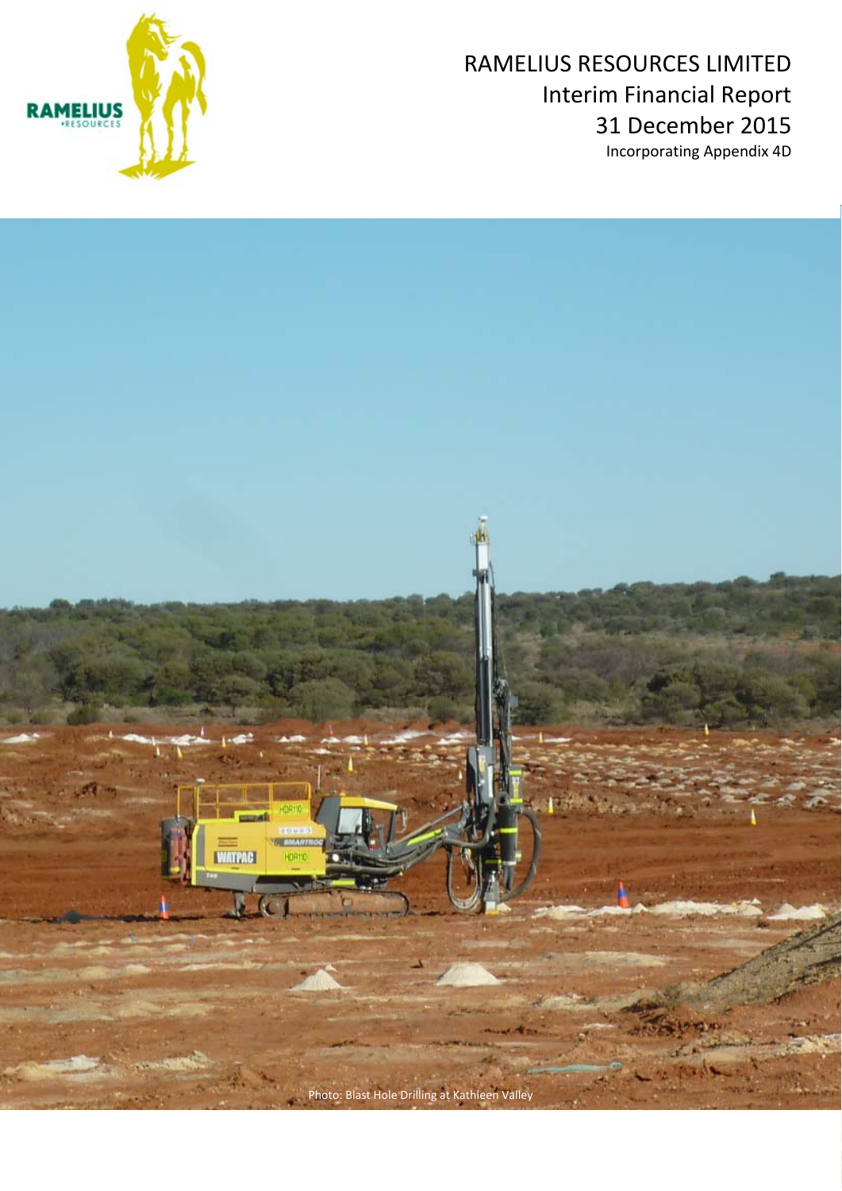# RAMELIUS RESOURCES LIMITED

## Interim Financial Report

## 31 December 2015

Incorporating Appendix 4D

Photo: Blast Hole Drilling at Kathleen Valley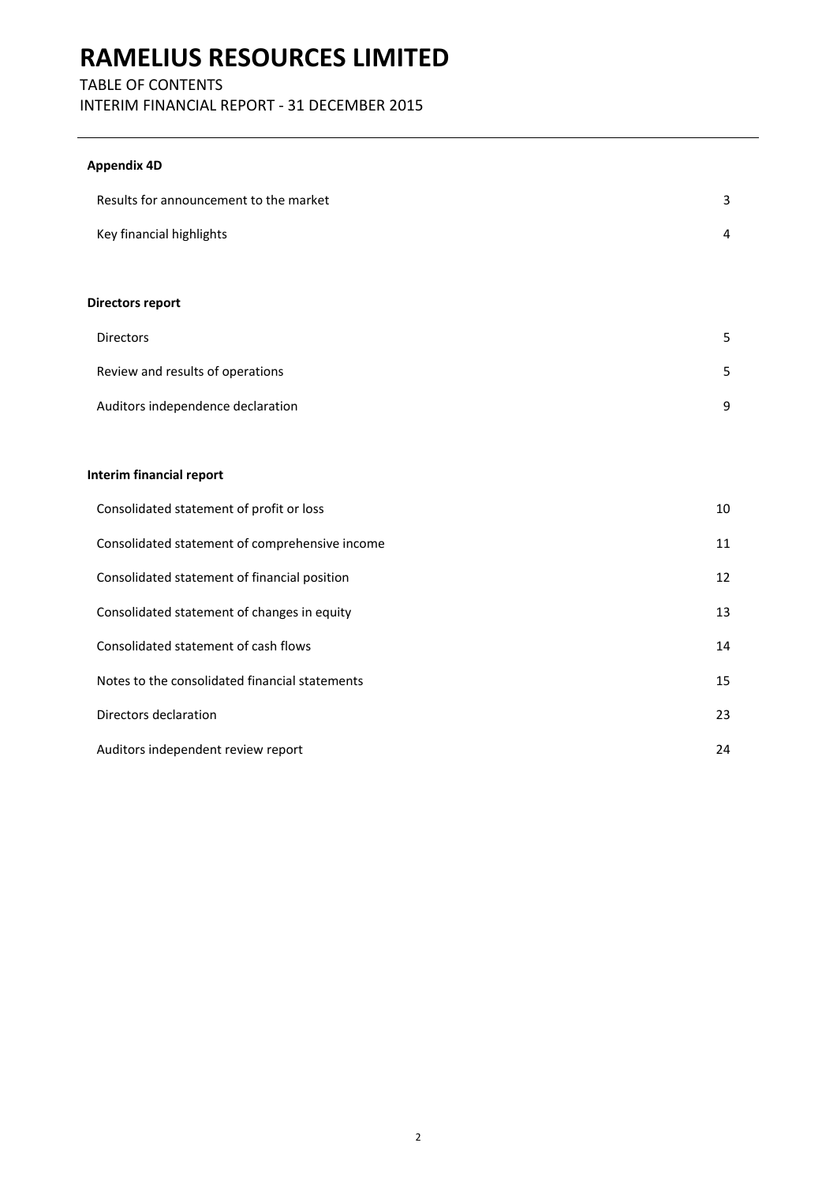# RAMELIUS RESOURCES LIMITED

TABLE OF CONTENTS

INTERIM FINANCIAL REPORT - 31 DECEMBER 2015

**Appendix 4D**

| | |
|---|---|
| Results for announcement to the market | 3 |
| Key financial highlights | 4 |

**Directors report**

| | |
|---|---|
| Directors | 5 |
| Review and results of operations | 5 |
| Auditors independence declaration | 9 |

**Interim financial report**

| | |
|---|---|
| Consolidated statement of profit or loss | 10 |
| Consolidated statement of comprehensive income | 11 |
| Consolidated statement of financial position | 12 |
| Consolidated statement of changes in equity | 13 |
| Consolidated statement of cash flows | 14 |
| Notes to the consolidated financial statements | 15 |
| Directors declaration | 23 |
| Auditors independent review report | 24 |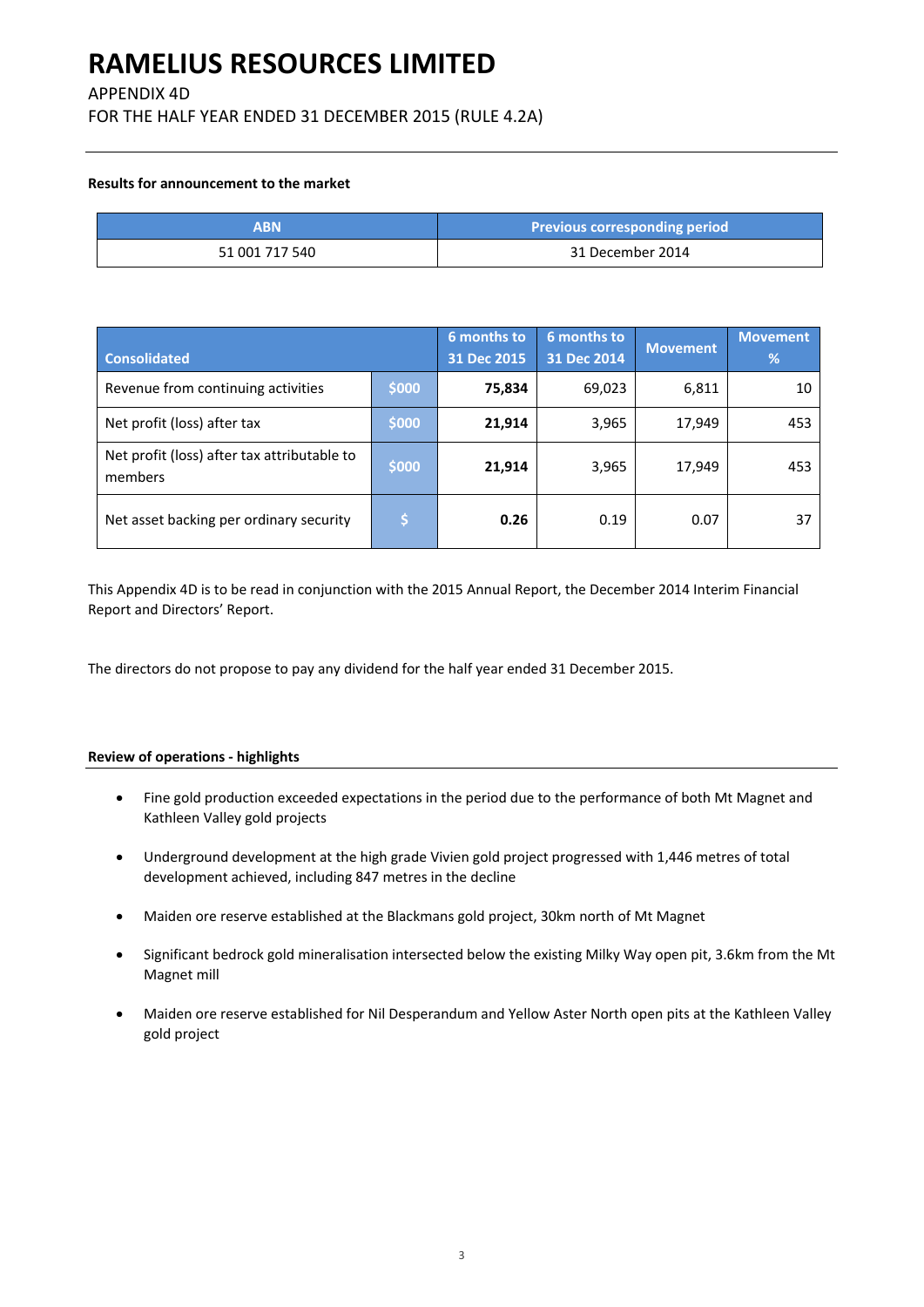# RAMELIUS RESOURCES LIMITED

APPENDIX 4D

FOR THE HALF YEAR ENDED 31 DECEMBER 2015 (RULE 4.2A)

**Results for announcement to the market**

| ABN | Previous corresponding period |
|---|---|
| 51 001 717 540 | 31 December 2014 |

| Consolidated | | 6 months to 31 Dec 2015 | 6 months to 31 Dec 2014 | Movement | Movement % |
|---|---|---|---|---|---|
| Revenue from continuing activities | $000 | **75,834** | 69,023 | 6,811 | 10 |
| Net profit (loss) after tax | $000 | **21,914** | 3,965 | 17,949 | 453 |
| Net profit (loss) after tax attributable to members | $000 | **21,914** | 3,965 | 17,949 | 453 |
| Net asset backing per ordinary security | $ | **0.26** | 0.19 | 0.07 | 37 |

This Appendix 4D is to be read in conjunction with the 2015 Annual Report, the December 2014 Interim Financial Report and Directors' Report.

The directors do not propose to pay any dividend for the half year ended 31 December 2015.

**Review of operations - highlights**

- Fine gold production exceeded expectations in the period due to the performance of both Mt Magnet and Kathleen Valley gold projects
- Underground development at the high grade Vivien gold project progressed with 1,446 metres of total development achieved, including 847 metres in the decline
- Maiden ore reserve established at the Blackmans gold project, 30km north of Mt Magnet
- Significant bedrock gold mineralisation intersected below the existing Milky Way open pit, 3.6km from the Mt Magnet mill
- Maiden ore reserve established for Nil Desperandum and Yellow Aster North open pits at the Kathleen Valley gold project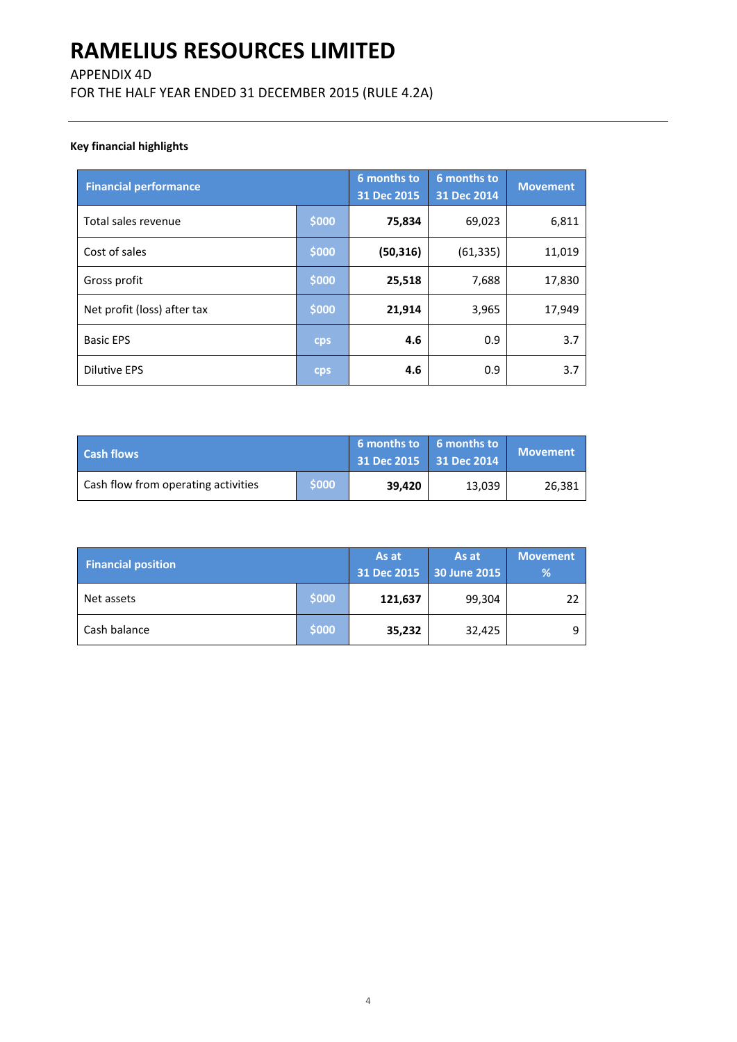# RAMELIUS RESOURCES LIMITED

APPENDIX 4D
FOR THE HALF YEAR ENDED 31 DECEMBER 2015 (RULE 4.2A)

**Key financial highlights**

| Financial performance | | 6 months to 31 Dec 2015 | 6 months to 31 Dec 2014 | Movement |
|---|---|---|---|---|
| Total sales revenue | $000 | **75,834** | 69,023 | 6,811 |
| Cost of sales | $000 | **(50,316)** | (61,335) | 11,019 |
| Gross profit | $000 | **25,518** | 7,688 | 17,830 |
| Net profit (loss) after tax | $000 | **21,914** | 3,965 | 17,949 |
| Basic EPS | cps | **4.6** | 0.9 | 3.7 |
| Dilutive EPS | cps | **4.6** | 0.9 | 3.7 |

| Cash flows | | 6 months to 31 Dec 2015 | 6 months to 31 Dec 2014 | Movement |
|---|---|---|---|---|
| Cash flow from operating activities | $000 | **39,420** | 13,039 | 26,381 |

| Financial position | | As at 31 Dec 2015 | As at 30 June 2015 | Movement % |
|---|---|---|---|---|
| Net assets | $000 | **121,637** | 99,304 | 22 |
| Cash balance | $000 | **35,232** | 32,425 | 9 |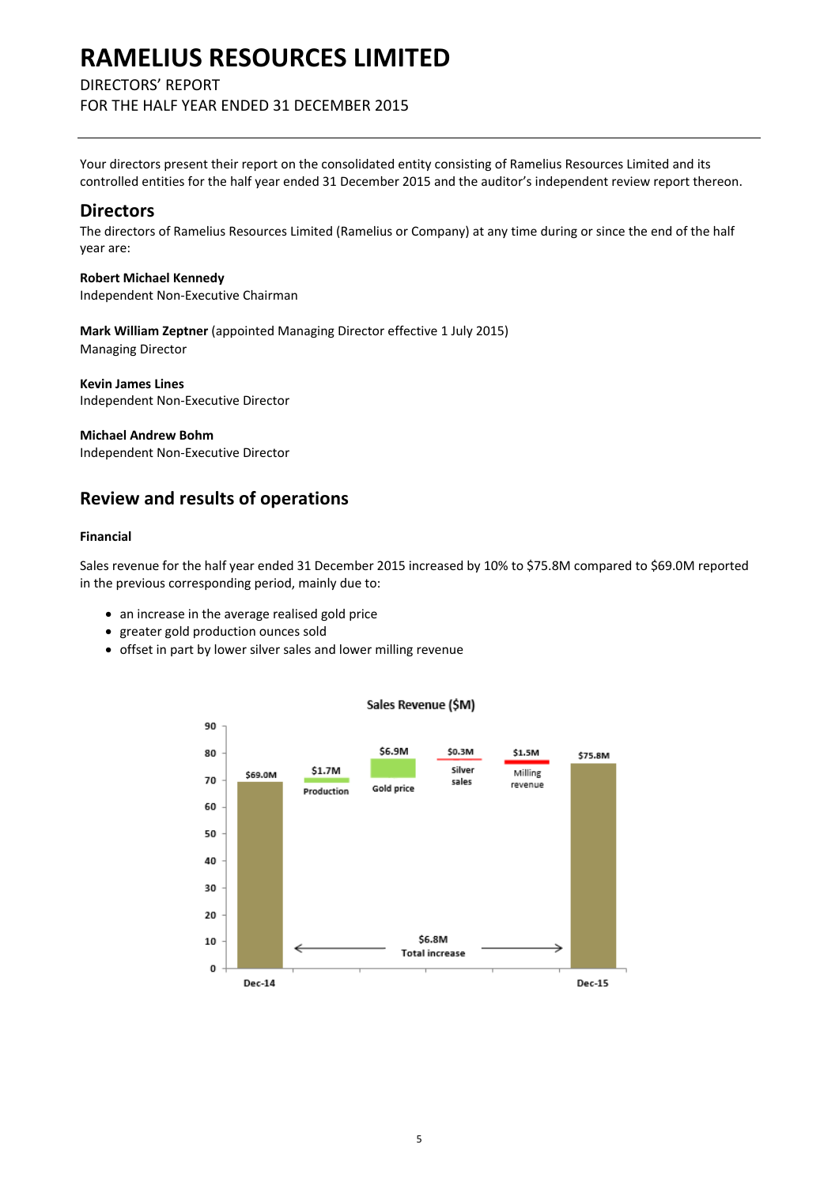# RAMELIUS RESOURCES LIMITED

DIRECTORS' REPORT
FOR THE HALF YEAR ENDED 31 DECEMBER 2015

Your directors present their report on the consolidated entity consisting of Ramelius Resources Limited and its controlled entities for the half year ended 31 December 2015 and the auditor's independent review report thereon.

## Directors

The directors of Ramelius Resources Limited (Ramelius or Company) at any time during or since the end of the half year are:

**Robert Michael Kennedy**
Independent Non-Executive Chairman

**Mark William Zeptner** (appointed Managing Director effective 1 July 2015)
Managing Director

**Kevin James Lines**
Independent Non-Executive Director

**Michael Andrew Bohm**
Independent Non-Executive Director

## Review and results of operations

### Financial

Sales revenue for the half year ended 31 December 2015 increased by 10% to $75.8M compared to $69.0M reported in the previous corresponding period, mainly due to:

- an increase in the average realised gold price
- greater gold production ounces sold
- offset in part by lower silver sales and lower milling revenue

Sales Revenue ($M)

| | Value |
|---|---|
| Dec-14 | $69.0M |
| Production | $1.7M |
| Gold price | $6.9M |
| Silver sales | $0.3M |
| Milling revenue | $1.5M |
| Dec-15 | $75.8M |

$6.8M Total increase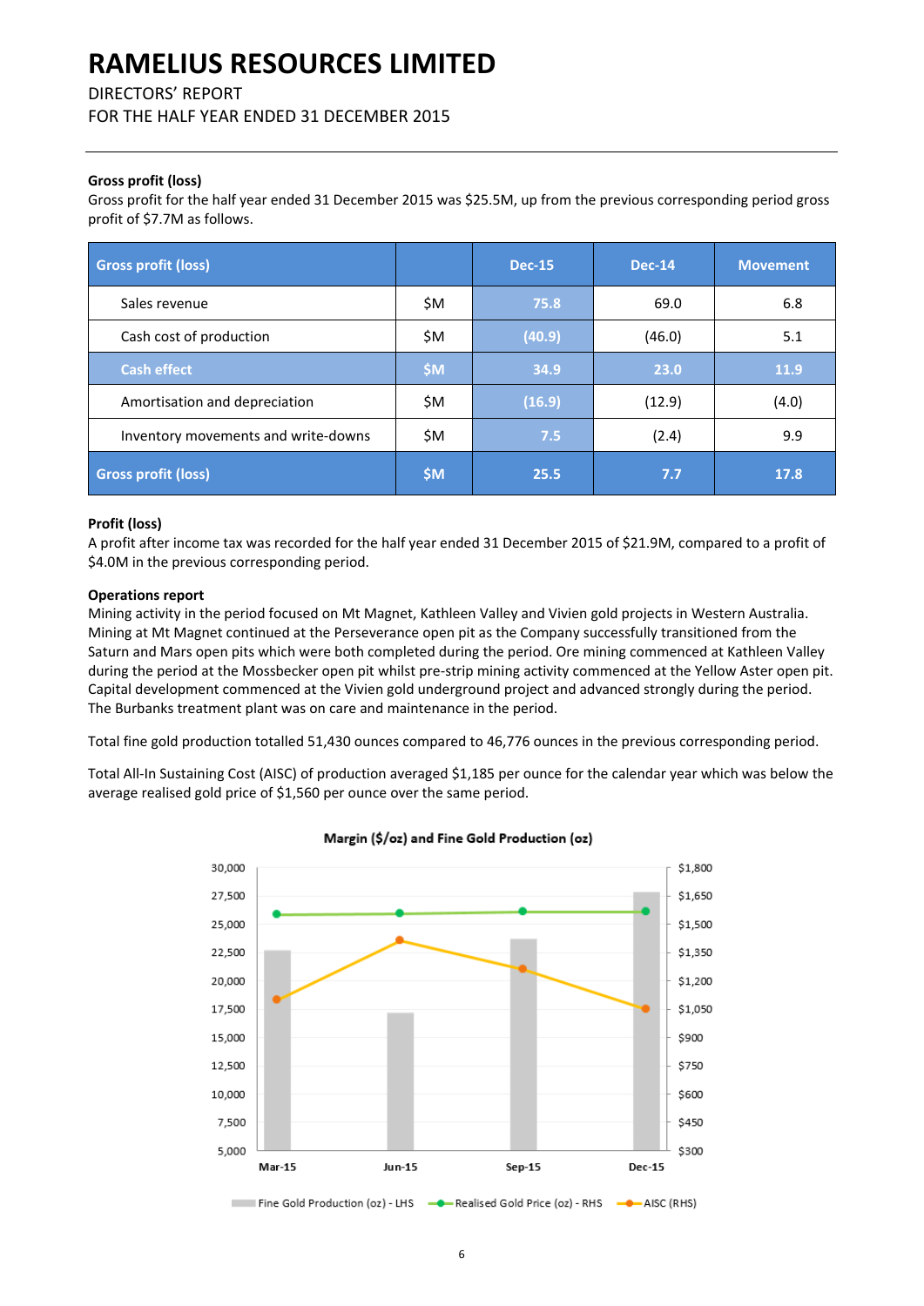Gross profit (loss)

Gross profit for the half year ended 31 December 2015 was $25.5M, up from the previous corresponding period gross profit of $7.7M as follows.

| Gross profit (loss) | | Dec-15 | Dec-14 | Movement |
|---|---|---|---|---|
| Sales revenue | $M | 75.8 | 69.0 | 6.8 |
| Cash cost of production | $M | (40.9) | (46.0) | 5.1 |
| **Cash effect** | **$M** | **34.9** | **23.0** | **11.9** |
| Amortisation and depreciation | $M | (16.9) | (12.9) | (4.0) |
| Inventory movements and write-downs | $M | 7.5 | (2.4) | 9.9 |
| **Gross profit (loss)** | **$M** | **25.5** | **7.7** | **17.8** |

**Profit (loss)**

A profit after income tax was recorded for the half year ended 31 December 2015 of $21.9M, compared to a profit of $4.0M in the previous corresponding period.

**Operations report**

Mining activity in the period focused on Mt Magnet, Kathleen Valley and Vivien gold projects in Western Australia. Mining at Mt Magnet continued at the Perseverance open pit as the Company successfully transitioned from the Saturn and Mars open pits which were both completed during the period. Ore mining commenced at Kathleen Valley during the period at the Mossbecker open pit whilst pre-strip mining activity commenced at the Yellow Aster open pit. Capital development commenced at the Vivien gold underground project and advanced strongly during the period. The Burbanks treatment plant was on care and maintenance in the period.

Total fine gold production totalled 51,430 ounces compared to 46,776 ounces in the previous corresponding period.

Total All-In Sustaining Cost (AISC) of production averaged $1,185 per ounce for the calendar year which was below the average realised gold price of $1,560 per ounce over the same period.

**Margin ($/oz) and Fine Gold Production (oz)**

| | Mar-15 | Jun-15 | Sep-15 | Dec-15 |
|---|---|---|---|---|
| Fine Gold Production (oz) - LHS | ~22,700 | ~17,200 | ~23,700 | ~27,800 |
| Realised Gold Price (oz) - RHS | ~$1,490 | ~$1,495 | ~$1,505 | ~$1,505 |
| AISC (RHS) | ~$1,110 | ~$1,370 | ~$1,215 | ~$1,050 |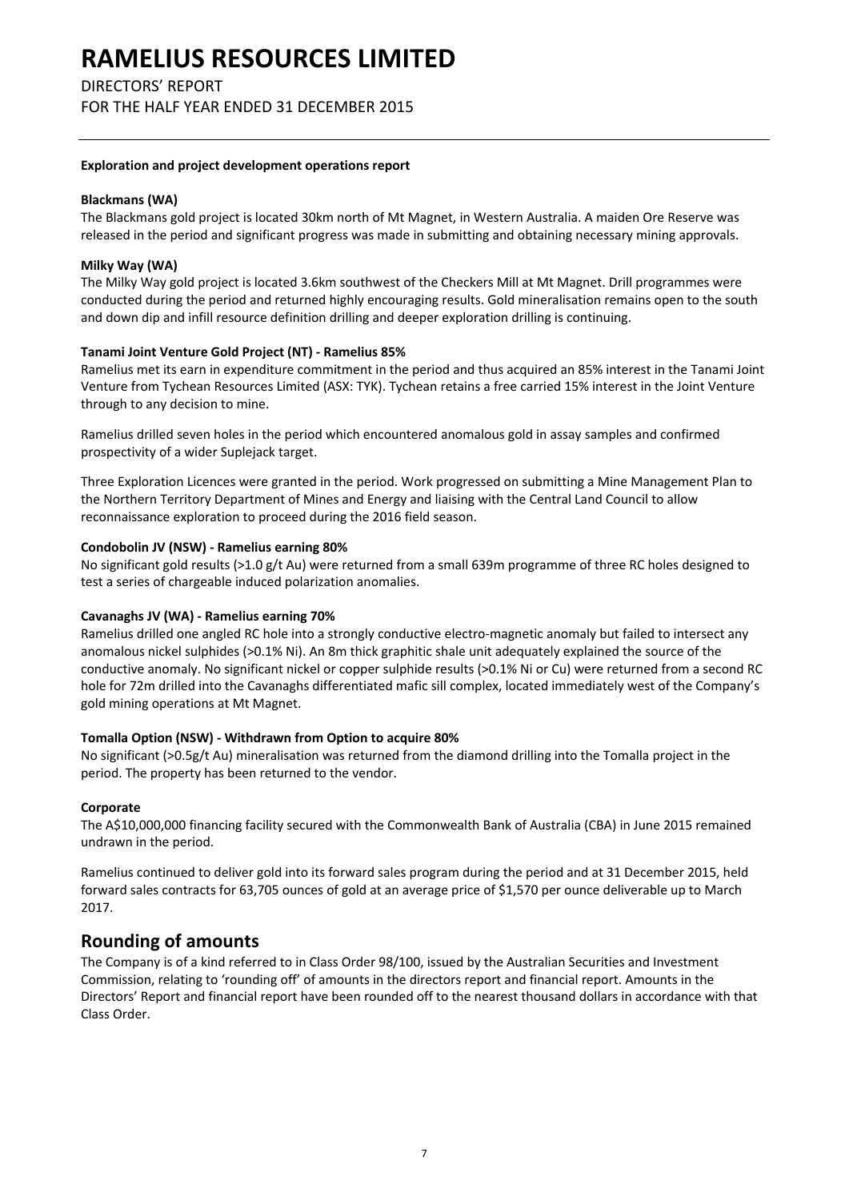**Exploration and project development operations report**

**Blackmans (WA)**

The Blackmans gold project is located 30km north of Mt Magnet, in Western Australia. A maiden Ore Reserve was released in the period and significant progress was made in submitting and obtaining necessary mining approvals.

**Milky Way (WA)**

The Milky Way gold project is located 3.6km southwest of the Checkers Mill at Mt Magnet. Drill programmes were conducted during the period and returned highly encouraging results. Gold mineralisation remains open to the south and down dip and infill resource definition drilling and deeper exploration drilling is continuing.

**Tanami Joint Venture Gold Project (NT) - Ramelius 85%**

Ramelius met its earn in expenditure commitment in the period and thus acquired an 85% interest in the Tanami Joint Venture from Tychean Resources Limited (ASX: TYK). Tychean retains a free carried 15% interest in the Joint Venture through to any decision to mine.

Ramelius drilled seven holes in the period which encountered anomalous gold in assay samples and confirmed prospectivity of a wider Suplejack target.

Three Exploration Licences were granted in the period. Work progressed on submitting a Mine Management Plan to the Northern Territory Department of Mines and Energy and liaising with the Central Land Council to allow reconnaissance exploration to proceed during the 2016 field season.

**Condobolin JV (NSW) - Ramelius earning 80%**

No significant gold results (>1.0 g/t Au) were returned from a small 639m programme of three RC holes designed to test a series of chargeable induced polarization anomalies.

**Cavanaghs JV (WA) - Ramelius earning 70%**

Ramelius drilled one angled RC hole into a strongly conductive electro-magnetic anomaly but failed to intersect any anomalous nickel sulphides (>0.1% Ni). An 8m thick graphitic shale unit adequately explained the source of the conductive anomaly. No significant nickel or copper sulphide results (>0.1% Ni or Cu) were returned from a second RC hole for 72m drilled into the Cavanaghs differentiated mafic sill complex, located immediately west of the Company's gold mining operations at Mt Magnet.

**Tomalla Option (NSW) - Withdrawn from Option to acquire 80%**

No significant (>0.5g/t Au) mineralisation was returned from the diamond drilling into the Tomalla project in the period. The property has been returned to the vendor.

**Corporate**

The A$10,000,000 financing facility secured with the Commonwealth Bank of Australia (CBA) in June 2015 remained undrawn in the period.

Ramelius continued to deliver gold into its forward sales program during the period and at 31 December 2015, held forward sales contracts for 63,705 ounces of gold at an average price of $1,570 per ounce deliverable up to March 2017.

## Rounding of amounts

The Company is of a kind referred to in Class Order 98/100, issued by the Australian Securities and Investment Commission, relating to 'rounding off' of amounts in the directors report and financial report. Amounts in the Directors' Report and financial report have been rounded off to the nearest thousand dollars in accordance with that Class Order.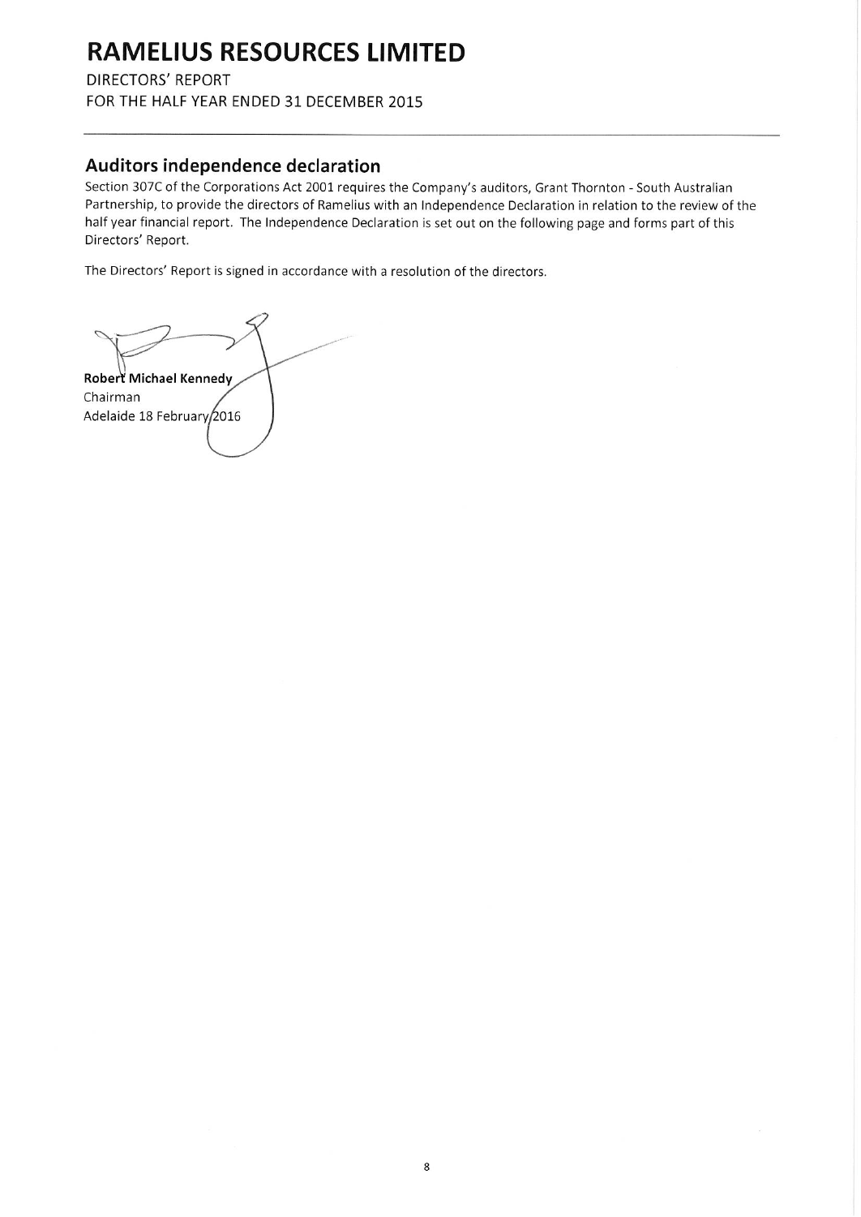# RAMELIUS RESOURCES LIMITED

DIRECTORS' REPORT
FOR THE HALF YEAR ENDED 31 DECEMBER 2015

## Auditors independence declaration

Section 307C of the Corporations Act 2001 requires the Company's auditors, Grant Thornton - South Australian Partnership, to provide the directors of Ramelius with an Independence Declaration in relation to the review of the half year financial report. The Independence Declaration is set out on the following page and forms part of this Directors' Report.

The Directors' Report is signed in accordance with a resolution of the directors.

**Robert Michael Kennedy**
Chairman
Adelaide 18 February 2016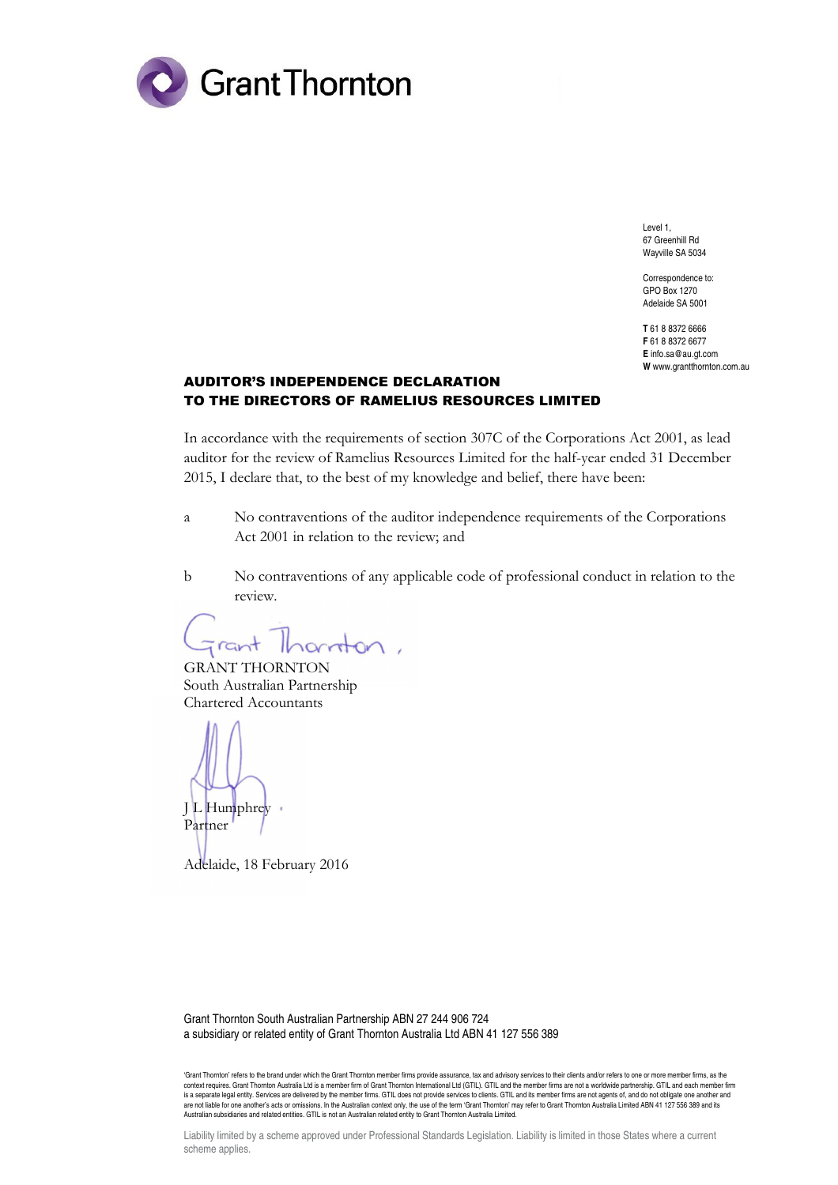Level 1,
67 Greenhill Rd
Wayville SA 5034

Correspondence to:
GPO Box 1270
Adelaide SA 5001

**T** 61 8 8372 6666
**F** 61 8 8372 6677
**E** info.sa@au.gt.com
**W** www.grantthornton.com.au

## AUDITOR'S INDEPENDENCE DECLARATION TO THE DIRECTORS OF RAMELIUS RESOURCES LIMITED

In accordance with the requirements of section 307C of the Corporations Act 2001, as lead auditor for the review of Ramelius Resources Limited for the half-year ended 31 December 2015, I declare that, to the best of my knowledge and belief, there have been:

a No contraventions of the auditor independence requirements of the Corporations Act 2001 in relation to the review; and

b No contraventions of any applicable code of professional conduct in relation to the review.

GRANT THORNTON
South Australian Partnership
Chartered Accountants

J L Humphrey
Partner

Adelaide, 18 February 2016

Grant Thornton South Australian Partnership ABN 27 244 906 724
a subsidiary or related entity of Grant Thornton Australia Ltd ABN 41 127 556 389

'Grant Thornton' refers to the brand under which the Grant Thornton member firms provide assurance, tax and advisory services to their clients and/or refers to one or more member firms, as the context requires. Grant Thornton Australia Ltd is a member firm of Grant Thornton International Ltd (GTIL). GTIL and the member firms are not a worldwide partnership. GTIL and each member firm is a separate legal entity. Services are delivered by the member firms. GTIL does not provide services to clients. GTIL and its member firms are not agents of, and do not obligate one another and are not liable for one another's acts or omissions. In the Australian context only, the use of the term 'Grant Thornton' may refer to Grant Thornton Australia Limited ABN 41 127 556 389 and its Australian subsidiaries and related entities. GTIL is not an Australian related entity to Grant Thornton Australia Limited.

Liability limited by a scheme approved under Professional Standards Legislation. Liability is limited in those States where a current scheme applies.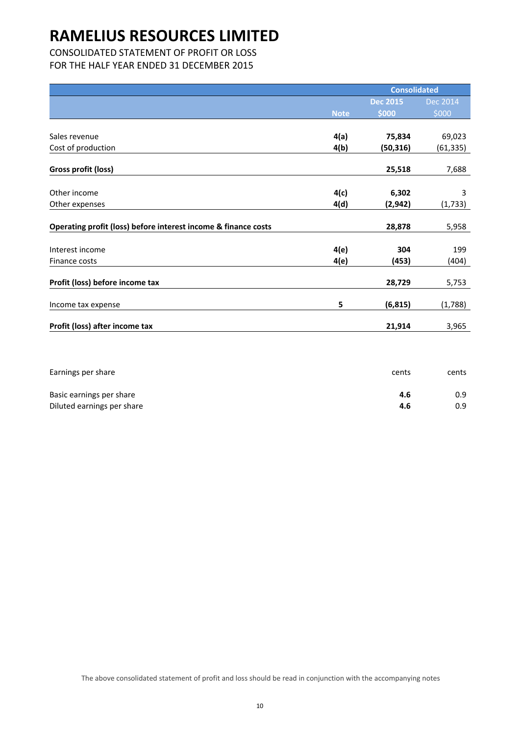# RAMELIUS RESOURCES LIMITED

CONSOLIDATED STATEMENT OF PROFIT OR LOSS
FOR THE HALF YEAR ENDED 31 DECEMBER 2015

| | | Consolidated | |
|---|---|---|---|
| | | **Dec 2015** | Dec 2014 |
| | **Note** | **$000** | $000 |
| Sales revenue | **4(a)** | **75,834** | 69,023 |
| Cost of production | **4(b)** | **(50,316)** | (61,335) |
| **Gross profit (loss)** | | **25,518** | 7,688 |
| Other income | **4(c)** | **6,302** | 3 |
| Other expenses | **4(d)** | **(2,942)** | (1,733) |
| **Operating profit (loss) before interest income & finance costs** | | **28,878** | 5,958 |
| Interest income | **4(e)** | **304** | 199 |
| Finance costs | **4(e)** | **(453)** | (404) |
| **Profit (loss) before income tax** | | **28,729** | 5,753 |
| Income tax expense | **5** | **(6,815)** | (1,788) |
| **Profit (loss) after income tax** | | **21,914** | 3,965 |
| | | | |
| Earnings per share | | cents | cents |
| Basic earnings per share | | **4.6** | 0.9 |
| Diluted earnings per share | | **4.6** | 0.9 |

The above consolidated statement of profit and loss should be read in conjunction with the accompanying notes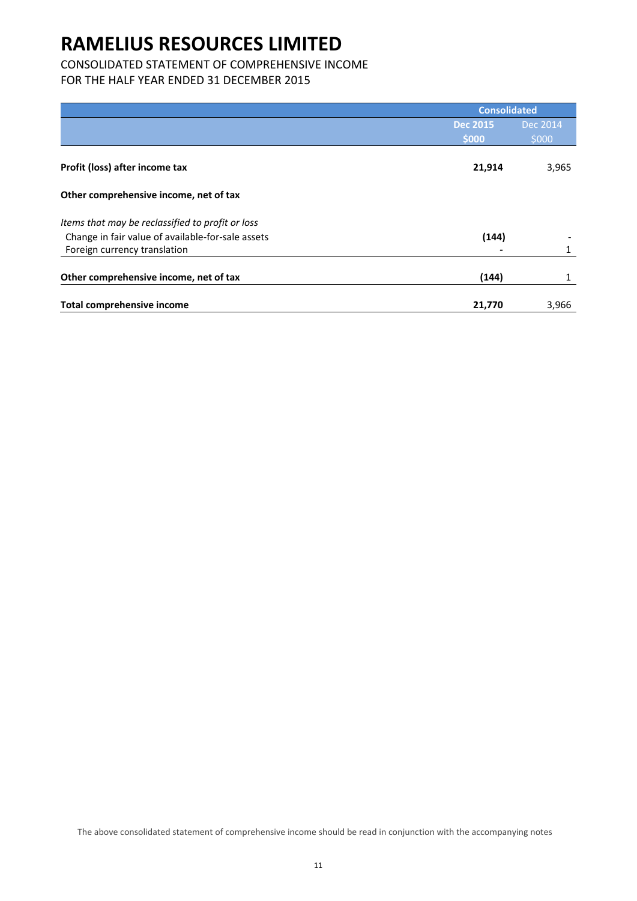# RAMELIUS RESOURCES LIMITED

CONSOLIDATED STATEMENT OF COMPREHENSIVE INCOME
FOR THE HALF YEAR ENDED 31 DECEMBER 2015

| | Consolidated | |
|---|---|---|
| | **Dec 2015** | Dec 2014 |
| | **$000** | $000 |
| **Profit (loss) after income tax** | **21,914** | 3,965 |
| **Other comprehensive income, net of tax** | | |
| *Items that may be reclassified to profit or loss* | | |
| Change in fair value of available-for-sale assets | **(144)** | - |
| Foreign currency translation | **-** | 1 |
| **Other comprehensive income, net of tax** | **(144)** | 1 |
| **Total comprehensive income** | **21,770** | 3,966 |

The above consolidated statement of comprehensive income should be read in conjunction with the accompanying notes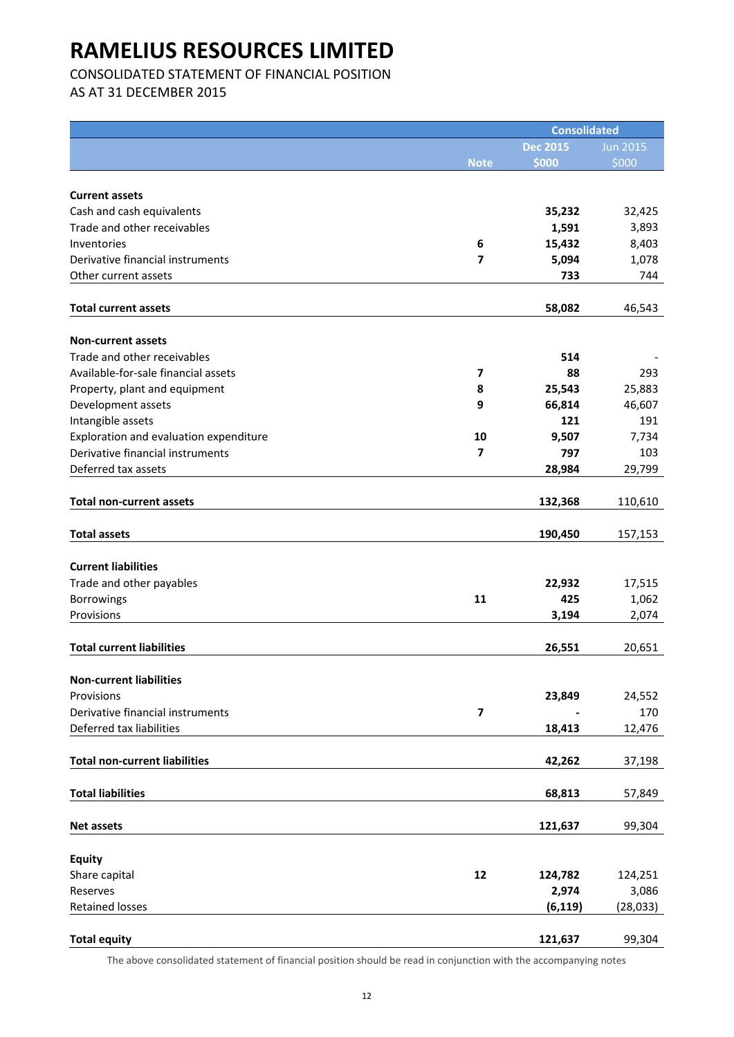# RAMELIUS RESOURCES LIMITED

CONSOLIDATED STATEMENT OF FINANCIAL POSITION

AS AT 31 DECEMBER 2015

| | | Consolidated | |
|---|---|---|---|
| | | Dec 2015 | Jun 2015 |
| | Note | $000 | $000 |
| **Current assets** | | | |
| Cash and cash equivalents | | **35,232** | 32,425 |
| Trade and other receivables | | **1,591** | 3,893 |
| Inventories | 6 | **15,432** | 8,403 |
| Derivative financial instruments | 7 | **5,094** | 1,078 |
| Other current assets | | **733** | 744 |
| **Total current assets** | | **58,082** | 46,543 |
| **Non-current assets** | | | |
| Trade and other receivables | | **514** | - |
| Available-for-sale financial assets | 7 | **88** | 293 |
| Property, plant and equipment | 8 | **25,543** | 25,883 |
| Development assets | 9 | **66,814** | 46,607 |
| Intangible assets | | **121** | 191 |
| Exploration and evaluation expenditure | 10 | **9,507** | 7,734 |
| Derivative financial instruments | 7 | **797** | 103 |
| Deferred tax assets | | **28,984** | 29,799 |
| **Total non-current assets** | | **132,368** | 110,610 |
| **Total assets** | | **190,450** | 157,153 |
| **Current liabilities** | | | |
| Trade and other payables | | **22,932** | 17,515 |
| Borrowings | 11 | **425** | 1,062 |
| Provisions | | **3,194** | 2,074 |
| **Total current liabilities** | | **26,551** | 20,651 |
| **Non-current liabilities** | | | |
| Provisions | | **23,849** | 24,552 |
| Derivative financial instruments | 7 | **-** | 170 |
| Deferred tax liabilities | | **18,413** | 12,476 |
| **Total non-current liabilities** | | **42,262** | 37,198 |
| **Total liabilities** | | **68,813** | 57,849 |
| **Net assets** | | **121,637** | 99,304 |
| **Equity** | | | |
| Share capital | 12 | **124,782** | 124,251 |
| Reserves | | **2,974** | 3,086 |
| Retained losses | | **(6,119)** | (28,033) |
| **Total equity** | | **121,637** | 99,304 |

The above consolidated statement of financial position should be read in conjunction with the accompanying notes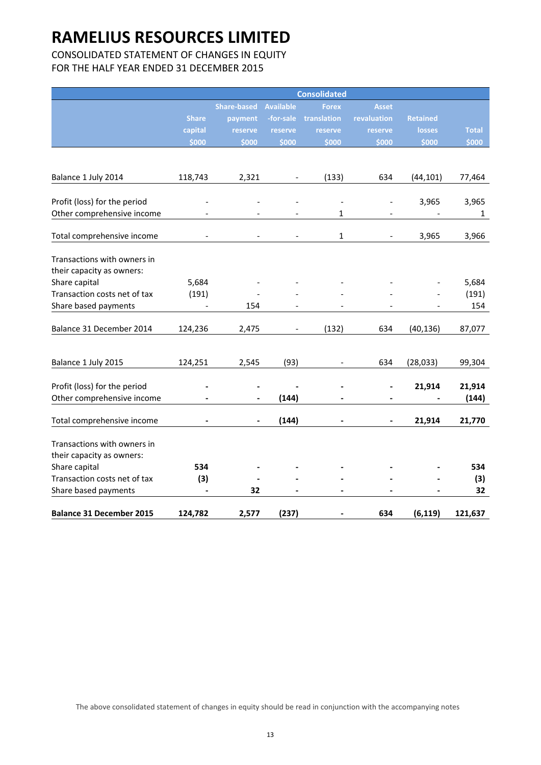# RAMELIUS RESOURCES LIMITED

CONSOLIDATED STATEMENT OF CHANGES IN EQUITY
FOR THE HALF YEAR ENDED 31 DECEMBER 2015

| | Consolidated | | | | | | |
|---|---|---|---|---|---|---|---|
| | Share capital $000 | Share-based payment reserve $000 | Available -for-sale reserve $000 | Forex translation reserve $000 | Asset revaluation reserve $000 | Retained losses $000 | Total $000 |
| Balance 1 July 2014 | 118,743 | 2,321 | - | (133) | 634 | (44,101) | 77,464 |
| Profit (loss) for the period | - | - | - | - | - | 3,965 | 3,965 |
| Other comprehensive income | - | - | - | 1 | - | - | 1 |
| Total comprehensive income | - | - | - | 1 | - | 3,965 | 3,966 |
| Transactions with owners in their capacity as owners: | | | | | | | |
| Share capital | 5,684 | - | - | - | - | - | 5,684 |
| Transaction costs net of tax | (191) | - | - | - | - | - | (191) |
| Share based payments | - | 154 | - | - | - | - | 154 |
| Balance 31 December 2014 | 124,236 | 2,475 | - | (132) | 634 | (40,136) | 87,077 |
| Balance 1 July 2015 | 124,251 | 2,545 | (93) | - | 634 | (28,033) | 99,304 |
| Profit (loss) for the period | **-** | **-** | **-** | **-** | **-** | **21,914** | **21,914** |
| Other comprehensive income | **-** | **-** | **(144)** | **-** | **-** | **-** | **(144)** |
| Total comprehensive income | **-** | **-** | **(144)** | **-** | **-** | **21,914** | **21,770** |
| Transactions with owners in their capacity as owners: | | | | | | | |
| Share capital | **534** | **-** | **-** | **-** | **-** | **-** | **534** |
| Transaction costs net of tax | **(3)** | **-** | **-** | **-** | **-** | **-** | **(3)** |
| Share based payments | **-** | **32** | **-** | **-** | **-** | **-** | **32** |
| **Balance 31 December 2015** | **124,782** | **2,577** | **(237)** | **-** | **634** | **(6,119)** | **121,637** |

The above consolidated statement of changes in equity should be read in conjunction with the accompanying notes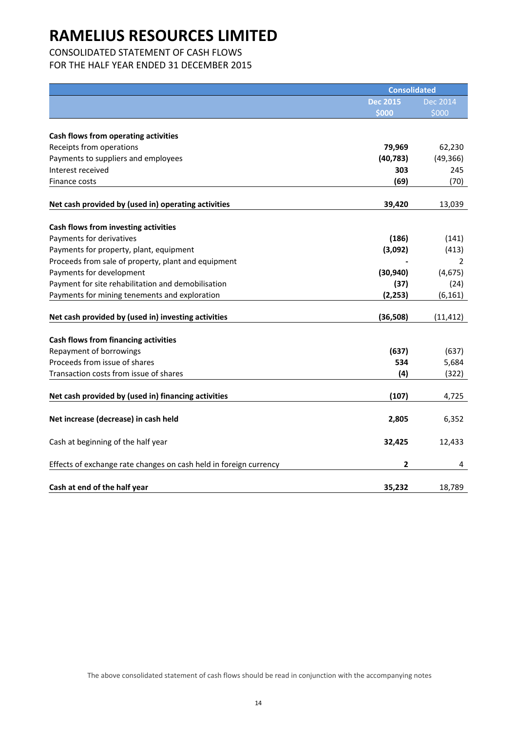# RAMELIUS RESOURCES LIMITED

CONSOLIDATED STATEMENT OF CASH FLOWS
FOR THE HALF YEAR ENDED 31 DECEMBER 2015

| | Consolidated | |
|---|---|---|
| | **Dec 2015** | Dec 2014 |
| | **$000** | $000 |
| **Cash flows from operating activities** | | |
| Receipts from operations | **79,969** | 62,230 |
| Payments to suppliers and employees | **(40,783)** | (49,366) |
| Interest received | **303** | 245 |
| Finance costs | **(69)** | (70) |
| **Net cash provided by (used in) operating activities** | **39,420** | 13,039 |
| **Cash flows from investing activities** | | |
| Payments for derivatives | **(186)** | (141) |
| Payments for property, plant, equipment | **(3,092)** | (413) |
| Proceeds from sale of property, plant and equipment | **-** | 2 |
| Payments for development | **(30,940)** | (4,675) |
| Payment for site rehabilitation and demobilisation | **(37)** | (24) |
| Payments for mining tenements and exploration | **(2,253)** | (6,161) |
| **Net cash provided by (used in) investing activities** | **(36,508)** | (11,412) |
| **Cash flows from financing activities** | | |
| Repayment of borrowings | **(637)** | (637) |
| Proceeds from issue of shares | **534** | 5,684 |
| Transaction costs from issue of shares | **(4)** | (322) |
| **Net cash provided by (used in) financing activities** | **(107)** | 4,725 |
| **Net increase (decrease) in cash held** | **2,805** | 6,352 |
| Cash at beginning of the half year | **32,425** | 12,433 |
| Effects of exchange rate changes on cash held in foreign currency | **2** | 4 |
| **Cash at end of the half year** | **35,232** | 18,789 |

The above consolidated statement of cash flows should be read in conjunction with the accompanying notes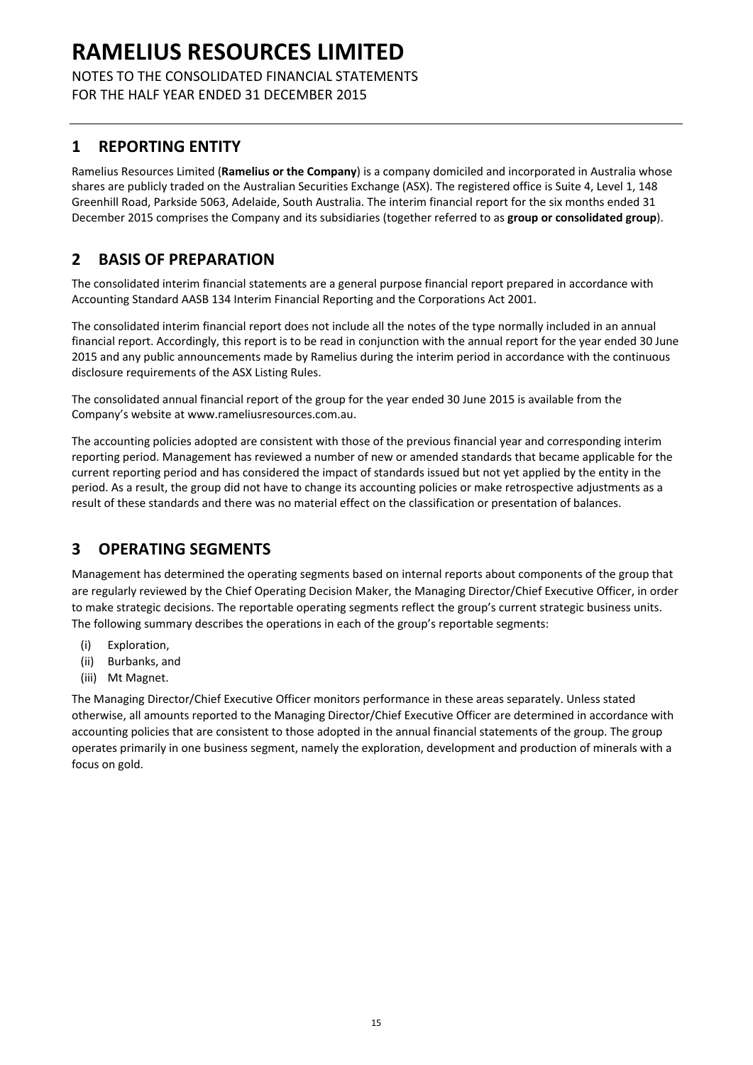# RAMELIUS RESOURCES LIMITED

NOTES TO THE CONSOLIDATED FINANCIAL STATEMENTS
FOR THE HALF YEAR ENDED 31 DECEMBER 2015

## 1 REPORTING ENTITY

Ramelius Resources Limited (**Ramelius or the Company**) is a company domiciled and incorporated in Australia whose shares are publicly traded on the Australian Securities Exchange (ASX). The registered office is Suite 4, Level 1, 148 Greenhill Road, Parkside 5063, Adelaide, South Australia. The interim financial report for the six months ended 31 December 2015 comprises the Company and its subsidiaries (together referred to as **group or consolidated group**).

## 2 BASIS OF PREPARATION

The consolidated interim financial statements are a general purpose financial report prepared in accordance with Accounting Standard AASB 134 Interim Financial Reporting and the Corporations Act 2001.

The consolidated interim financial report does not include all the notes of the type normally included in an annual financial report. Accordingly, this report is to be read in conjunction with the annual report for the year ended 30 June 2015 and any public announcements made by Ramelius during the interim period in accordance with the continuous disclosure requirements of the ASX Listing Rules.

The consolidated annual financial report of the group for the year ended 30 June 2015 is available from the Company's website at www.rameliusresources.com.au.

The accounting policies adopted are consistent with those of the previous financial year and corresponding interim reporting period. Management has reviewed a number of new or amended standards that became applicable for the current reporting period and has considered the impact of standards issued but not yet applied by the entity in the period. As a result, the group did not have to change its accounting policies or make retrospective adjustments as a result of these standards and there was no material effect on the classification or presentation of balances.

## 3 OPERATING SEGMENTS

Management has determined the operating segments based on internal reports about components of the group that are regularly reviewed by the Chief Operating Decision Maker, the Managing Director/Chief Executive Officer, in order to make strategic decisions. The reportable operating segments reflect the group's current strategic business units. The following summary describes the operations in each of the group's reportable segments:

(i) Exploration,
(ii) Burbanks, and
(iii) Mt Magnet.

The Managing Director/Chief Executive Officer monitors performance in these areas separately. Unless stated otherwise, all amounts reported to the Managing Director/Chief Executive Officer are determined in accordance with accounting policies that are consistent to those adopted in the annual financial statements of the group. The group operates primarily in one business segment, namely the exploration, development and production of minerals with a focus on gold.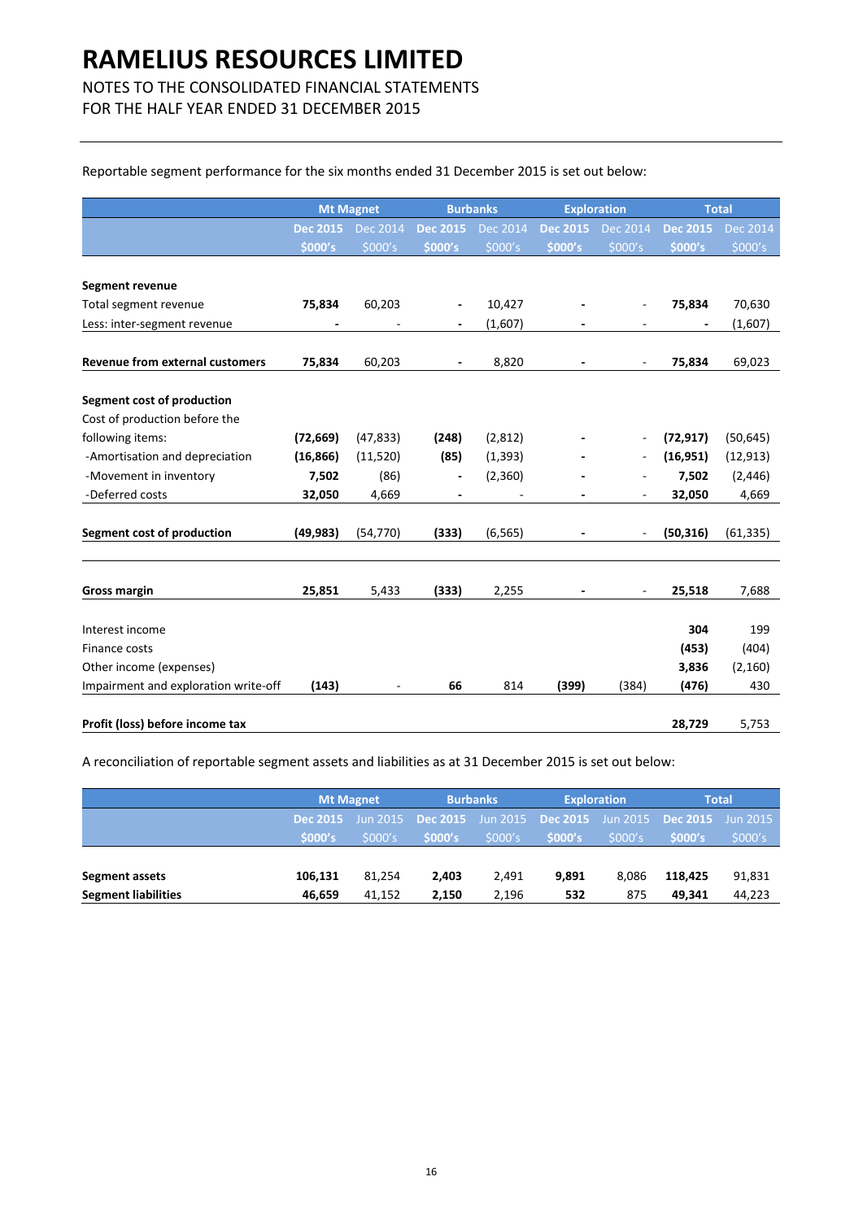# RAMELIUS RESOURCES LIMITED

NOTES TO THE CONSOLIDATED FINANCIAL STATEMENTS
FOR THE HALF YEAR ENDED 31 DECEMBER 2015

Reportable segment performance for the six months ended 31 December 2015 is set out below:

| | Mt Magnet | | Burbanks | | Exploration | | Total | |
|---|---|---|---|---|---|---|---|---|
| | **Dec 2015** | Dec 2014 | **Dec 2015** | Dec 2014 | **Dec 2015** | Dec 2014 | **Dec 2015** | Dec 2014 |
| | **$000's** | $000's | **$000's** | $000's | **$000's** | $000's | **$000's** | $000's |
| **Segment revenue** | | | | | | | | |
| Total segment revenue | **75,834** | 60,203 | **-** | 10,427 | **-** | - | **75,834** | 70,630 |
| Less: inter-segment revenue | **-** | - | **-** | (1,607) | **-** | - | **-** | (1,607) |
| **Revenue from external customers** | **75,834** | 60,203 | **-** | 8,820 | **-** | - | **75,834** | 69,023 |
| **Segment cost of production** | | | | | | | | |
| Cost of production before the following items: | **(72,669)** | (47,833) | **(248)** | (2,812) | **-** | - | **(72,917)** | (50,645) |
| -Amortisation and depreciation | **(16,866)** | (11,520) | **(85)** | (1,393) | **-** | - | **(16,951)** | (12,913) |
| -Movement in inventory | **7,502** | (86) | **-** | (2,360) | **-** | - | **7,502** | (2,446) |
| -Deferred costs | **32,050** | 4,669 | **-** | - | **-** | - | **32,050** | 4,669 |
| **Segment cost of production** | **(49,983)** | (54,770) | **(333)** | (6,565) | **-** | - | **(50,316)** | (61,335) |
| **Gross margin** | **25,851** | 5,433 | **(333)** | 2,255 | **-** | - | **25,518** | 7,688 |
| Interest income | | | | | | | **304** | 199 |
| Finance costs | | | | | | | **(453)** | (404) |
| Other income (expenses) | | | | | | | **3,836** | (2,160) |
| Impairment and exploration write-off | **(143)** | - | **66** | 814 | **(399)** | (384) | **(476)** | 430 |
| **Profit (loss) before income tax** | | | | | | | **28,729** | 5,753 |

A reconciliation of reportable segment assets and liabilities as at 31 December 2015 is set out below:

| | Mt Magnet | | Burbanks | | Exploration | | Total | |
|---|---|---|---|---|---|---|---|---|
| | **Dec 2015** | Jun 2015 | **Dec 2015** | Jun 2015 | **Dec 2015** | Jun 2015 | **Dec 2015** | Jun 2015 |
| | **$000's** | $000's | **$000's** | $000's | **$000's** | $000's | **$000's** | $000's |
| **Segment assets** | **106,131** | 81,254 | **2,403** | 2,491 | **9,891** | 8,086 | **118,425** | 91,831 |
| **Segment liabilities** | **46,659** | 41,152 | **2,150** | 2,196 | **532** | 875 | **49,341** | 44,223 |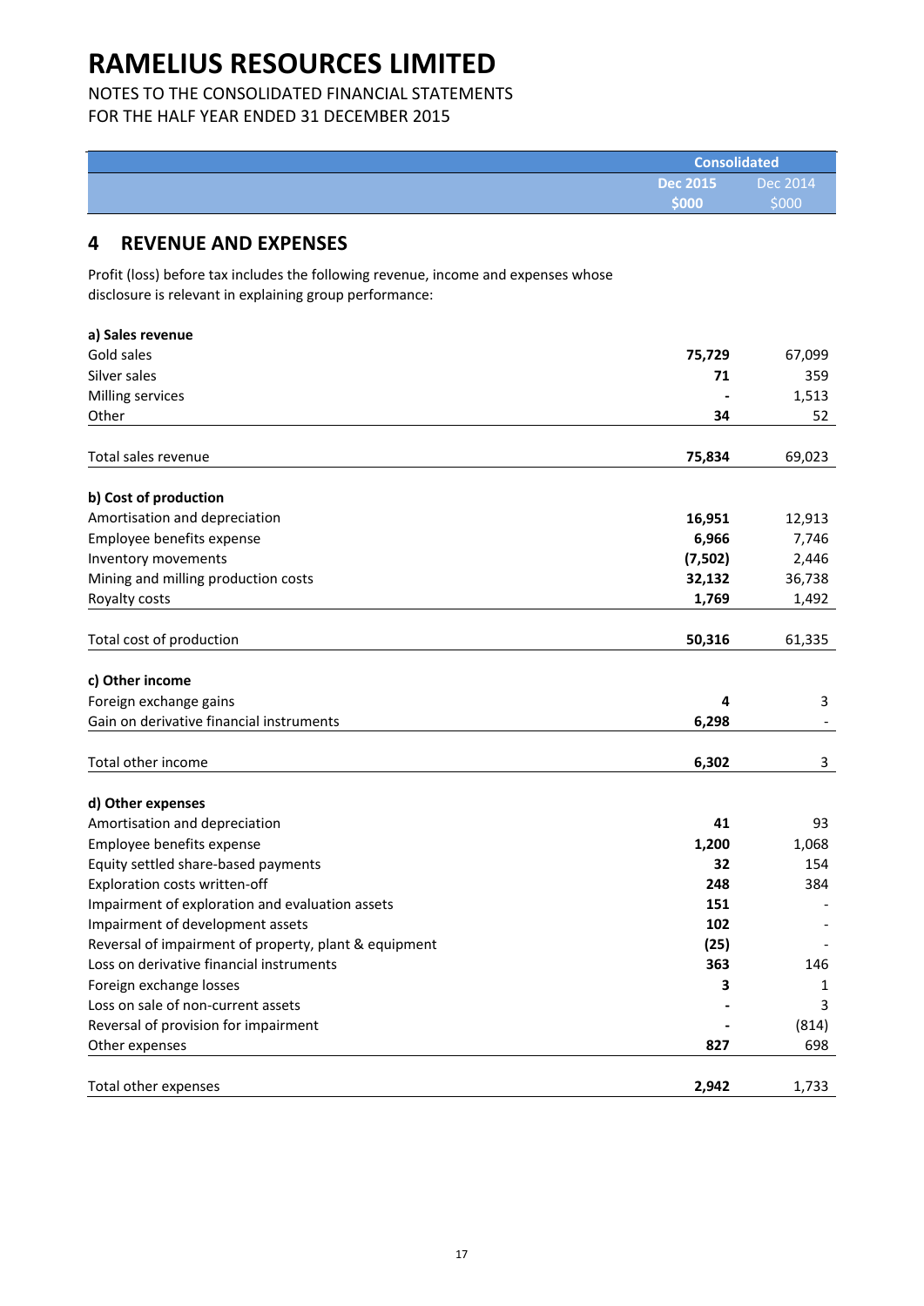# RAMELIUS RESOURCES LIMITED

NOTES TO THE CONSOLIDATED FINANCIAL STATEMENTS
FOR THE HALF YEAR ENDED 31 DECEMBER 2015

| | Consolidated | |
|---|---|---|
| | **Dec 2015 $000** | Dec 2014 $000 |

## 4 REVENUE AND EXPENSES

Profit (loss) before tax includes the following revenue, income and expenses whose disclosure is relevant in explaining group performance:

| | Dec 2015 $000 | Dec 2014 $000 |
|---|---|---|
| **a) Sales revenue** | | |
| Gold sales | **75,729** | 67,099 |
| Silver sales | **71** | 359 |
| Milling services | **-** | 1,513 |
| Other | **34** | 52 |
| Total sales revenue | **75,834** | 69,023 |
| **b) Cost of production** | | |
| Amortisation and depreciation | **16,951** | 12,913 |
| Employee benefits expense | **6,966** | 7,746 |
| Inventory movements | **(7,502)** | 2,446 |
| Mining and milling production costs | **32,132** | 36,738 |
| Royalty costs | **1,769** | 1,492 |
| Total cost of production | **50,316** | 61,335 |
| **c) Other income** | | |
| Foreign exchange gains | **4** | 3 |
| Gain on derivative financial instruments | **6,298** | - |
| Total other income | **6,302** | 3 |
| **d) Other expenses** | | |
| Amortisation and depreciation | **41** | 93 |
| Employee benefits expense | **1,200** | 1,068 |
| Equity settled share-based payments | **32** | 154 |
| Exploration costs written-off | **248** | 384 |
| Impairment of exploration and evaluation assets | **151** | - |
| Impairment of development assets | **102** | - |
| Reversal of impairment of property, plant & equipment | **(25)** | - |
| Loss on derivative financial instruments | **363** | 146 |
| Foreign exchange losses | **3** | 1 |
| Loss on sale of non-current assets | **-** | 3 |
| Reversal of provision for impairment | **-** | (814) |
| Other expenses | **827** | 698 |
| Total other expenses | **2,942** | 1,733 |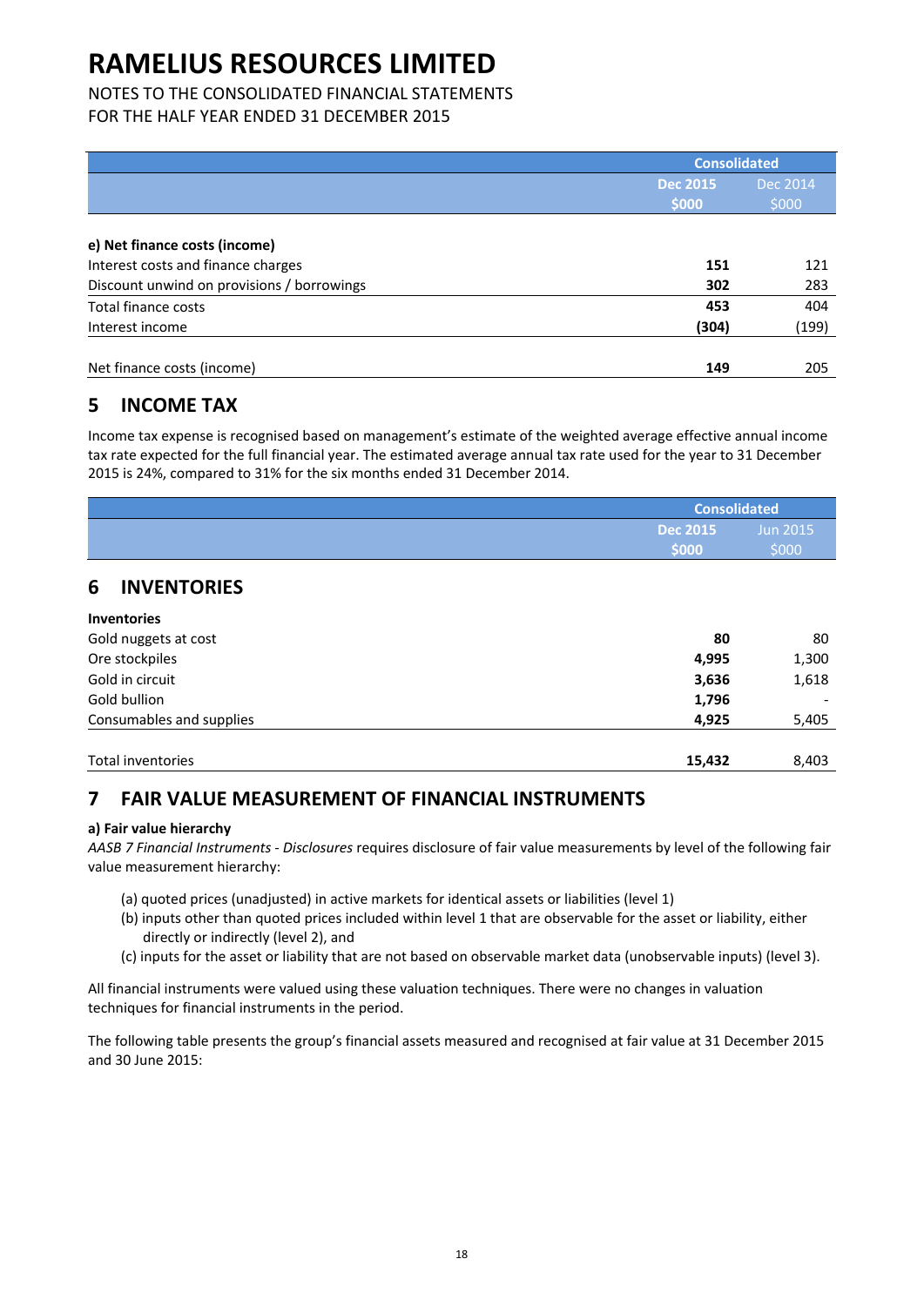# RAMELIUS RESOURCES LIMITED

NOTES TO THE CONSOLIDATED FINANCIAL STATEMENTS
FOR THE HALF YEAR ENDED 31 DECEMBER 2015

| | Consolidated | |
|---|---|---|
| | **Dec 2015 $000** | Dec 2014 $000 |
| **e) Net finance costs (income)** | | |
| Interest costs and finance charges | **151** | 121 |
| Discount unwind on provisions / borrowings | **302** | 283 |
| Total finance costs | **453** | 404 |
| Interest income | **(304)** | (199) |
| Net finance costs (income) | **149** | 205 |

## 5 INCOME TAX

Income tax expense is recognised based on management's estimate of the weighted average effective annual income tax rate expected for the full financial year. The estimated average annual tax rate used for the year to 31 December 2015 is 24%, compared to 31% for the six months ended 31 December 2014.

## 6 INVENTORIES

| | Consolidated | |
|---|---|---|
| | **Dec 2015 $000** | Jun 2015 $000 |
| **Inventories** | | |
| Gold nuggets at cost | **80** | 80 |
| Ore stockpiles | **4,995** | 1,300 |
| Gold in circuit | **3,636** | 1,618 |
| Gold bullion | **1,796** | - |
| Consumables and supplies | **4,925** | 5,405 |
| Total inventories | **15,432** | 8,403 |

## 7 FAIR VALUE MEASUREMENT OF FINANCIAL INSTRUMENTS

**a) Fair value hierarchy**

*AASB 7 Financial Instruments - Disclosures* requires disclosure of fair value measurements by level of the following fair value measurement hierarchy:

(a) quoted prices (unadjusted) in active markets for identical assets or liabilities (level 1)
(b) inputs other than quoted prices included within level 1 that are observable for the asset or liability, either directly or indirectly (level 2), and
(c) inputs for the asset or liability that are not based on observable market data (unobservable inputs) (level 3).

All financial instruments were valued using these valuation techniques. There were no changes in valuation techniques for financial instruments in the period.

The following table presents the group's financial assets measured and recognised at fair value at 31 December 2015 and 30 June 2015: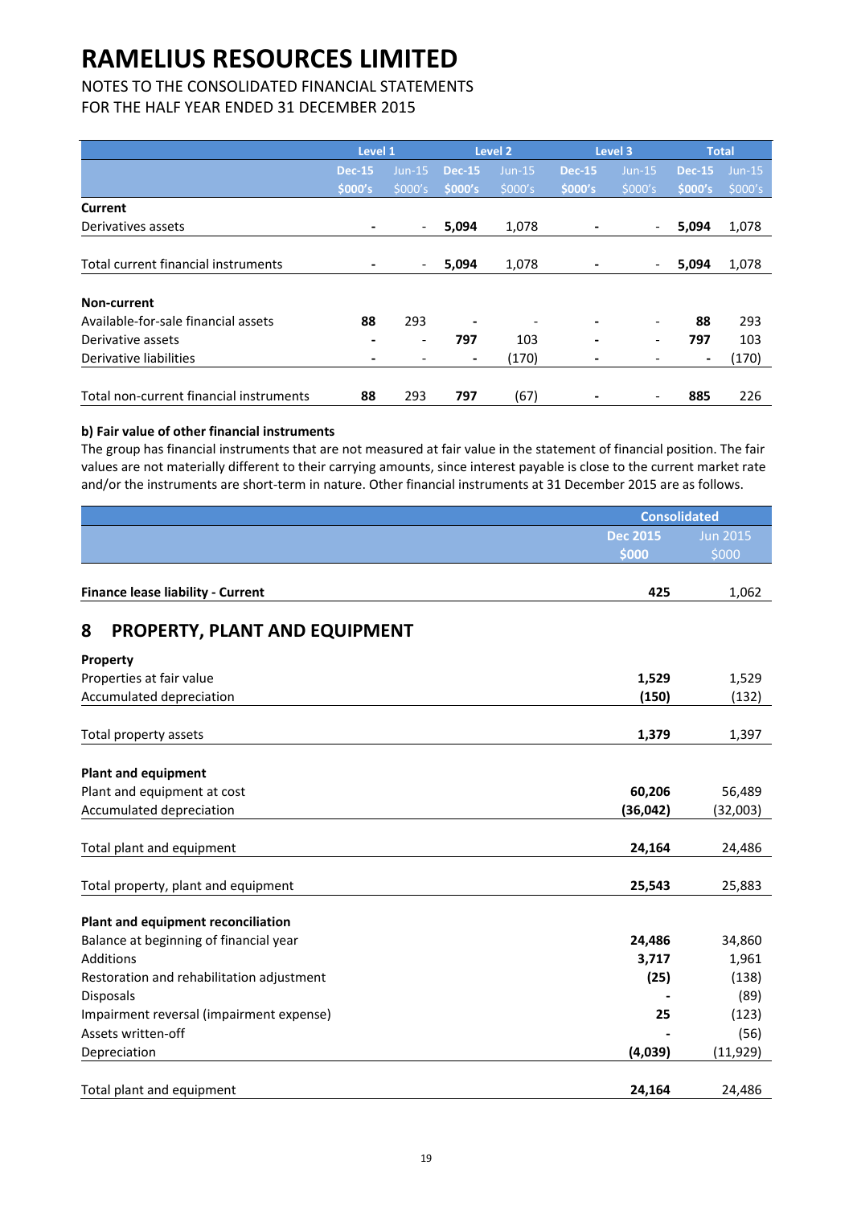# RAMELIUS RESOURCES LIMITED

NOTES TO THE CONSOLIDATED FINANCIAL STATEMENTS
FOR THE HALF YEAR ENDED 31 DECEMBER 2015

| | Level 1 | | Level 2 | | Level 3 | | Total | |
|---|---|---|---|---|---|---|---|---|
| | **Dec-15 $000's** | Jun-15 $000's | **Dec-15 $000's** | Jun-15 $000's | **Dec-15 $000's** | Jun-15 $000's | **Dec-15 $000's** | Jun-15 $000's |
| **Current** | | | | | | | | |
| Derivatives assets | **-** | - | **5,094** | 1,078 | **-** | - | **5,094** | 1,078 |
| Total current financial instruments | **-** | - | **5,094** | 1,078 | **-** | - | **5,094** | 1,078 |
| **Non-current** | | | | | | | | |
| Available-for-sale financial assets | **88** | 293 | **-** | - | **-** | - | **88** | 293 |
| Derivative assets | **-** | - | **797** | 103 | **-** | - | **797** | 103 |
| Derivative liabilities | **-** | - | **-** | (170) | **-** | - | **-** | (170) |
| Total non-current financial instruments | **88** | 293 | **797** | (67) | **-** | - | **885** | 226 |

**b) Fair value of other financial instruments**

The group has financial instruments that are not measured at fair value in the statement of financial position. The fair values are not materially different to their carrying amounts, since interest payable is close to the current market rate and/or the instruments are short-term in nature. Other financial instruments at 31 December 2015 are as follows.

| | Consolidated | |
|---|---|---|
| | **Dec 2015 $000** | Jun 2015 $000 |
| **Finance lease liability - Current** | **425** | 1,062 |

## 8 PROPERTY, PLANT AND EQUIPMENT

| | **Dec 2015 $000** | Jun 2015 $000 |
|---|---|---|
| **Property** | | |
| Properties at fair value | **1,529** | 1,529 |
| Accumulated depreciation | **(150)** | (132) |
| Total property assets | **1,379** | 1,397 |
| **Plant and equipment** | | |
| Plant and equipment at cost | **60,206** | 56,489 |
| Accumulated depreciation | **(36,042)** | (32,003) |
| Total plant and equipment | **24,164** | 24,486 |
| Total property, plant and equipment | **25,543** | 25,883 |
| **Plant and equipment reconciliation** | | |
| Balance at beginning of financial year | **24,486** | 34,860 |
| Additions | **3,717** | 1,961 |
| Restoration and rehabilitation adjustment | **(25)** | (138) |
| Disposals | **-** | (89) |
| Impairment reversal (impairment expense) | **25** | (123) |
| Assets written-off | **-** | (56) |
| Depreciation | **(4,039)** | (11,929) |
| Total plant and equipment | **24,164** | 24,486 |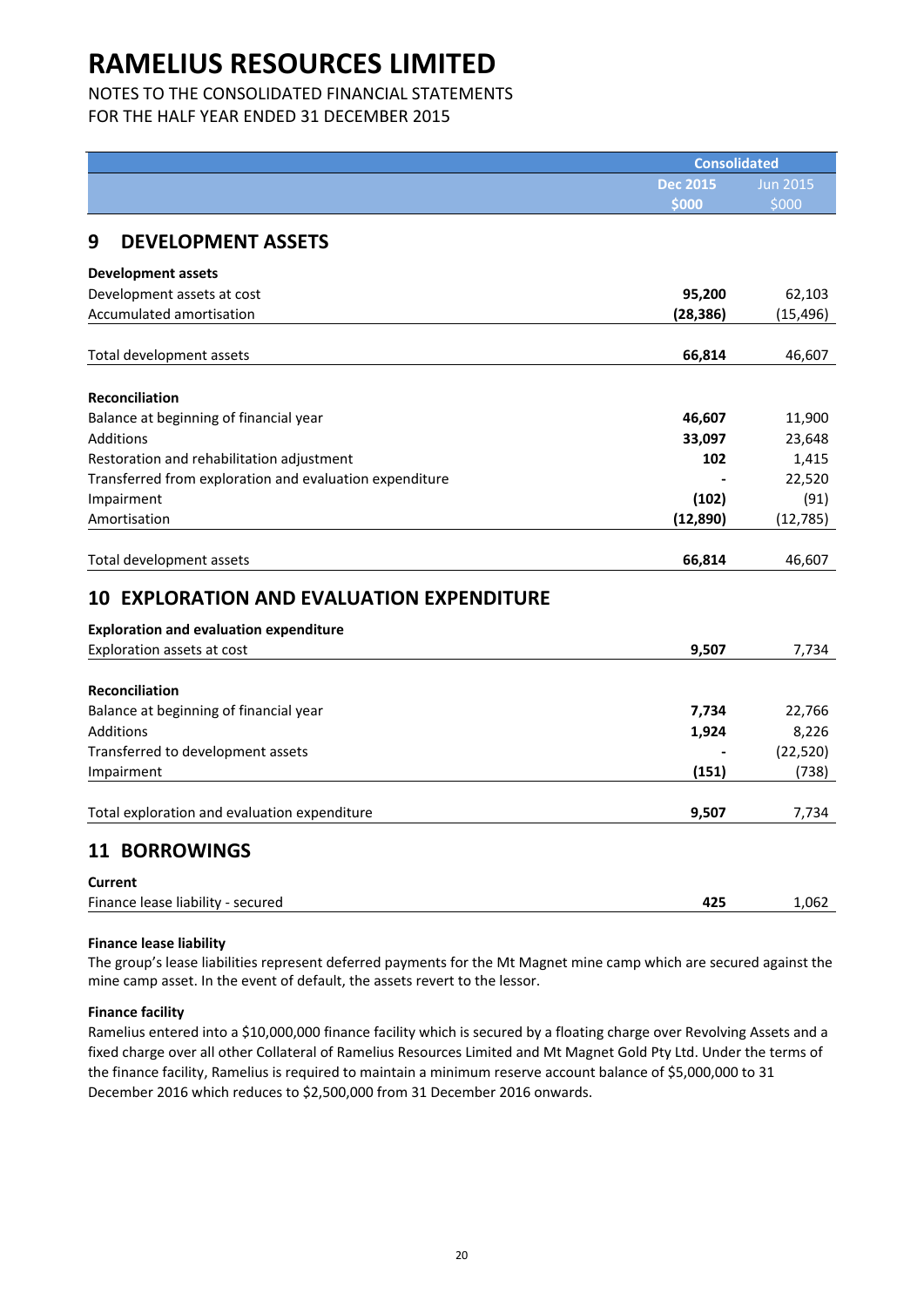# RAMELIUS RESOURCES LIMITED

NOTES TO THE CONSOLIDATED FINANCIAL STATEMENTS
FOR THE HALF YEAR ENDED 31 DECEMBER 2015

| | Consolidated | |
|---|---|---|
| | **Dec 2015 $000** | Jun 2015 $000 |

## 9 DEVELOPMENT ASSETS

| | Dec 2015 $000 | Jun 2015 $000 |
|---|---|---|
| **Development assets** | | |
| Development assets at cost | **95,200** | 62,103 |
| Accumulated amortisation | **(28,386)** | (15,496) |
| Total development assets | **66,814** | 46,607 |
| | | |
| **Reconciliation** | | |
| Balance at beginning of financial year | **46,607** | 11,900 |
| Additions | **33,097** | 23,648 |
| Restoration and rehabilitation adjustment | **102** | 1,415 |
| Transferred from exploration and evaluation expenditure | **-** | 22,520 |
| Impairment | **(102)** | (91) |
| Amortisation | **(12,890)** | (12,785) |
| Total development assets | **66,814** | 46,607 |

## 10 EXPLORATION AND EVALUATION EXPENDITURE

| | Dec 2015 $000 | Jun 2015 $000 |
|---|---|---|
| **Exploration and evaluation expenditure** | | |
| Exploration assets at cost | **9,507** | 7,734 |
| | | |
| **Reconciliation** | | |
| Balance at beginning of financial year | **7,734** | 22,766 |
| Additions | **1,924** | 8,226 |
| Transferred to development assets | **-** | (22,520) |
| Impairment | **(151)** | (738) |
| Total exploration and evaluation expenditure | **9,507** | 7,734 |

## 11 BORROWINGS

| | Dec 2015 $000 | Jun 2015 $000 |
|---|---|---|
| **Current** | | |
| Finance lease liability - secured | **425** | 1,062 |

**Finance lease liability**

The group's lease liabilities represent deferred payments for the Mt Magnet mine camp which are secured against the mine camp asset. In the event of default, the assets revert to the lessor.

**Finance facility**

Ramelius entered into a $10,000,000 finance facility which is secured by a floating charge over Revolving Assets and a fixed charge over all other Collateral of Ramelius Resources Limited and Mt Magnet Gold Pty Ltd. Under the terms of the finance facility, Ramelius is required to maintain a minimum reserve account balance of $5,000,000 to 31 December 2016 which reduces to $2,500,000 from 31 December 2016 onwards.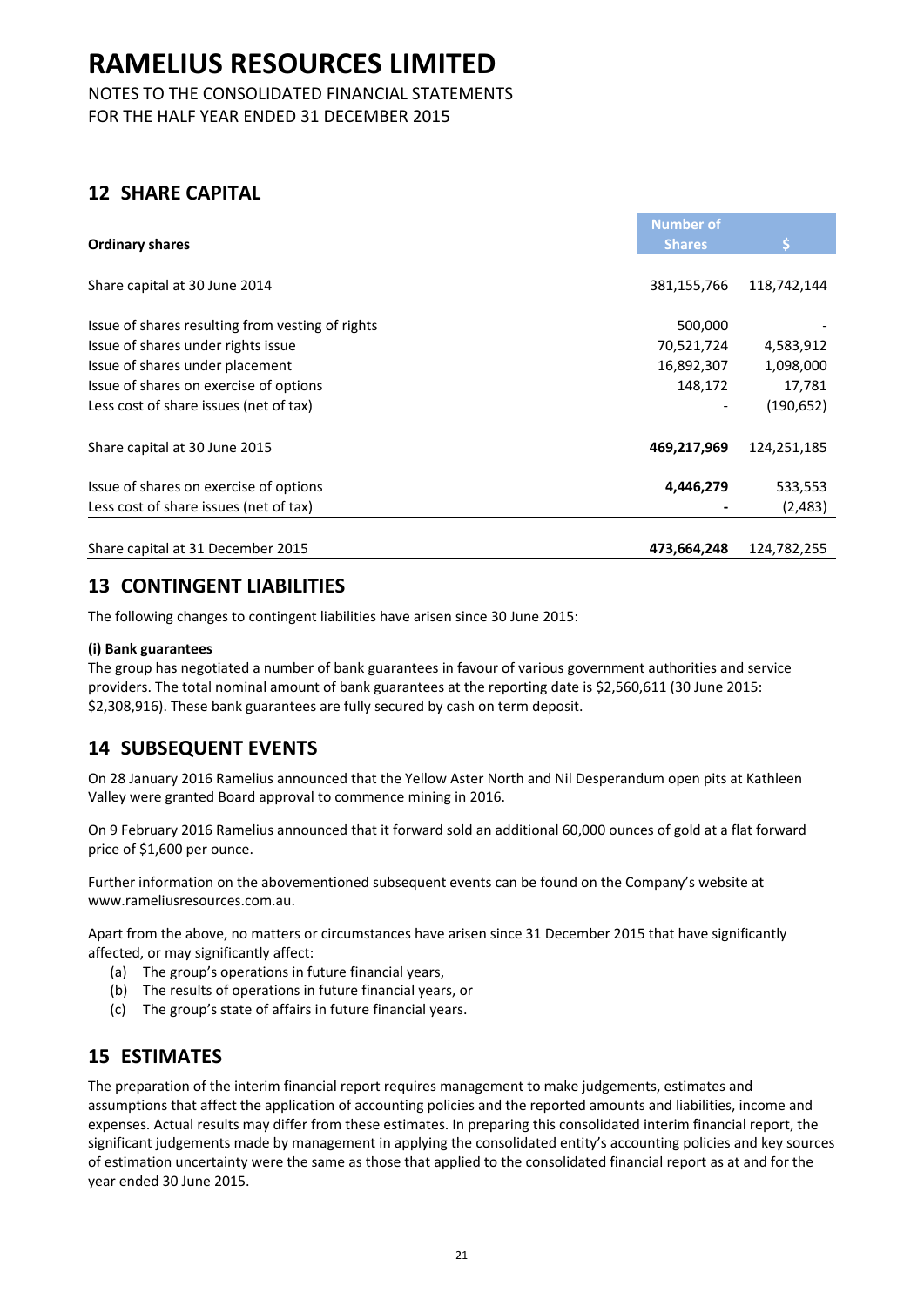# RAMELIUS RESOURCES LIMITED

NOTES TO THE CONSOLIDATED FINANCIAL STATEMENTS
FOR THE HALF YEAR ENDED 31 DECEMBER 2015

## 12 SHARE CAPITAL

| Ordinary shares | Number of Shares | $ |
|---|---|---|
| Share capital at 30 June 2014 | 381,155,766 | 118,742,144 |
| Issue of shares resulting from vesting of rights | 500,000 | - |
| Issue of shares under rights issue | 70,521,724 | 4,583,912 |
| Issue of shares under placement | 16,892,307 | 1,098,000 |
| Issue of shares on exercise of options | 148,172 | 17,781 |
| Less cost of share issues (net of tax) | - | (190,652) |
| Share capital at 30 June 2015 | **469,217,969** | 124,251,185 |
| Issue of shares on exercise of options | **4,446,279** | 533,553 |
| Less cost of share issues (net of tax) | **-** | (2,483) |
| Share capital at 31 December 2015 | **473,664,248** | 124,782,255 |

## 13 CONTINGENT LIABILITIES

The following changes to contingent liabilities have arisen since 30 June 2015:

**(i) Bank guarantees**

The group has negotiated a number of bank guarantees in favour of various government authorities and service providers. The total nominal amount of bank guarantees at the reporting date is $2,560,611 (30 June 2015: $2,308,916). These bank guarantees are fully secured by cash on term deposit.

## 14 SUBSEQUENT EVENTS

On 28 January 2016 Ramelius announced that the Yellow Aster North and Nil Desperandum open pits at Kathleen Valley were granted Board approval to commence mining in 2016.

On 9 February 2016 Ramelius announced that it forward sold an additional 60,000 ounces of gold at a flat forward price of $1,600 per ounce.

Further information on the abovementioned subsequent events can be found on the Company's website at www.rameliusresources.com.au.

Apart from the above, no matters or circumstances have arisen since 31 December 2015 that have significantly affected, or may significantly affect:

(a) The group's operations in future financial years,
(b) The results of operations in future financial years, or
(c) The group's state of affairs in future financial years.

## 15 ESTIMATES

The preparation of the interim financial report requires management to make judgements, estimates and assumptions that affect the application of accounting policies and the reported amounts and liabilities, income and expenses. Actual results may differ from these estimates. In preparing this consolidated interim financial report, the significant judgements made by management in applying the consolidated entity's accounting policies and key sources of estimation uncertainty were the same as those that applied to the consolidated financial report as at and for the year ended 30 June 2015.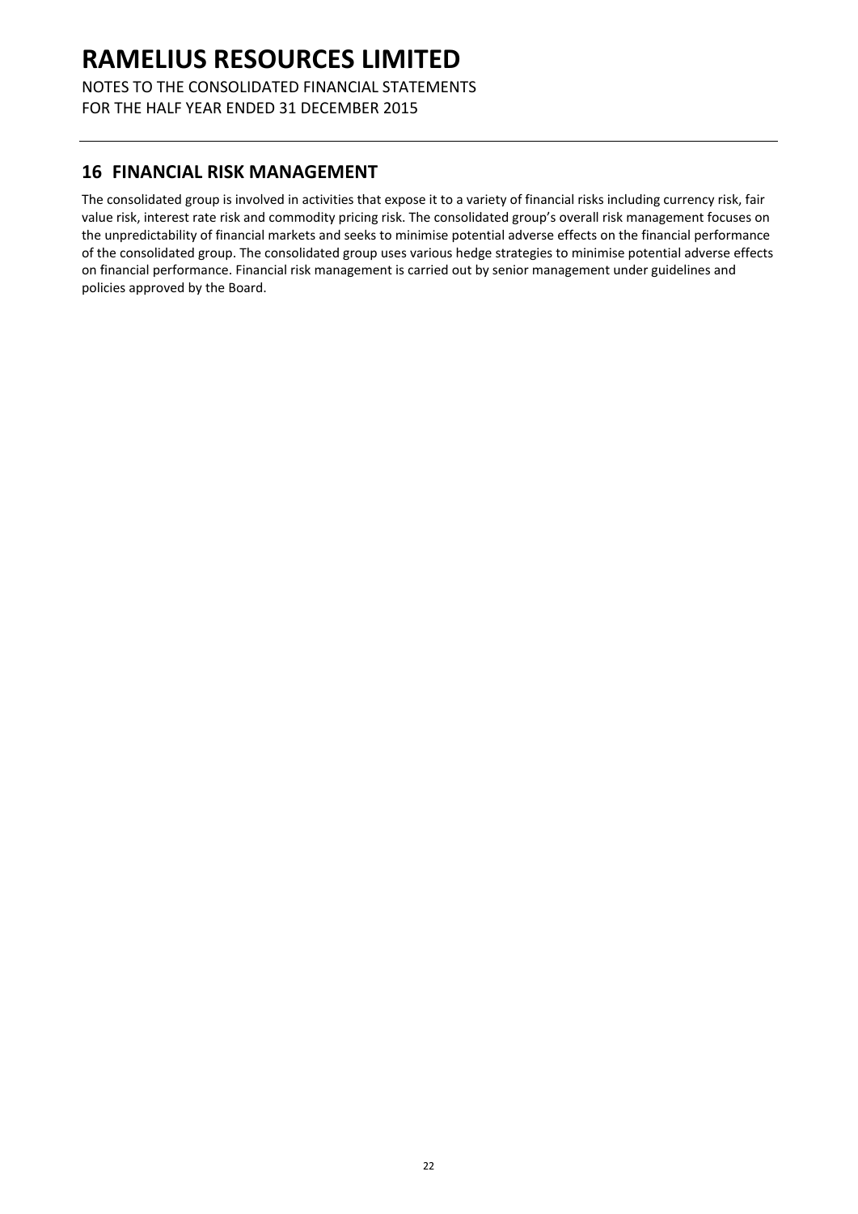## 16 FINANCIAL RISK MANAGEMENT

The consolidated group is involved in activities that expose it to a variety of financial risks including currency risk, fair value risk, interest rate risk and commodity pricing risk. The consolidated group's overall risk management focuses on the unpredictability of financial markets and seeks to minimise potential adverse effects on the financial performance of the consolidated group. The consolidated group uses various hedge strategies to minimise potential adverse effects on financial performance. Financial risk management is carried out by senior management under guidelines and policies approved by the Board.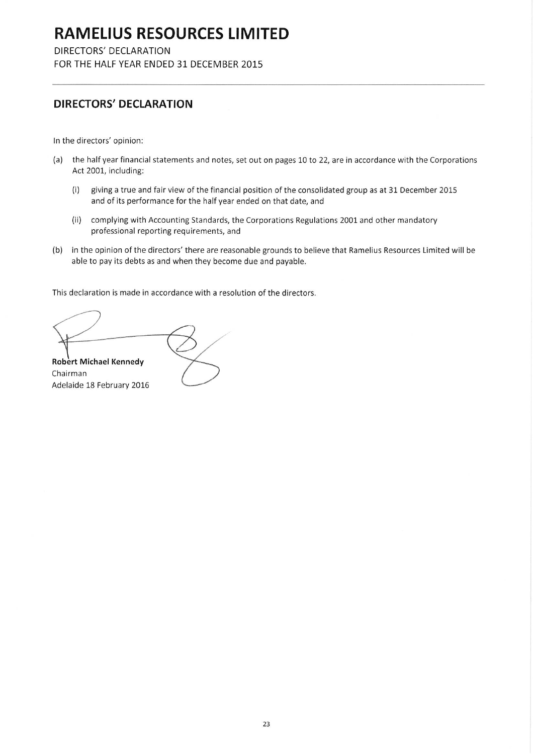# RAMELIUS RESOURCES LIMITED

DIRECTORS' DECLARATION

FOR THE HALF YEAR ENDED 31 DECEMBER 2015

## DIRECTORS' DECLARATION

In the directors' opinion:

(a) the half year financial statements and notes, set out on pages 10 to 22, are in accordance with the Corporations Act 2001, including:

(i) giving a true and fair view of the financial position of the consolidated group as at 31 December 2015 and of its performance for the half year ended on that date, and

(ii) complying with Accounting Standards, the Corporations Regulations 2001 and other mandatory professional reporting requirements, and

(b) in the opinion of the directors' there are reasonable grounds to believe that Ramelius Resources Limited will be able to pay its debts as and when they become due and payable.

This declaration is made in accordance with a resolution of the directors.

**Robert Michael Kennedy**

Chairman

Adelaide 18 February 2016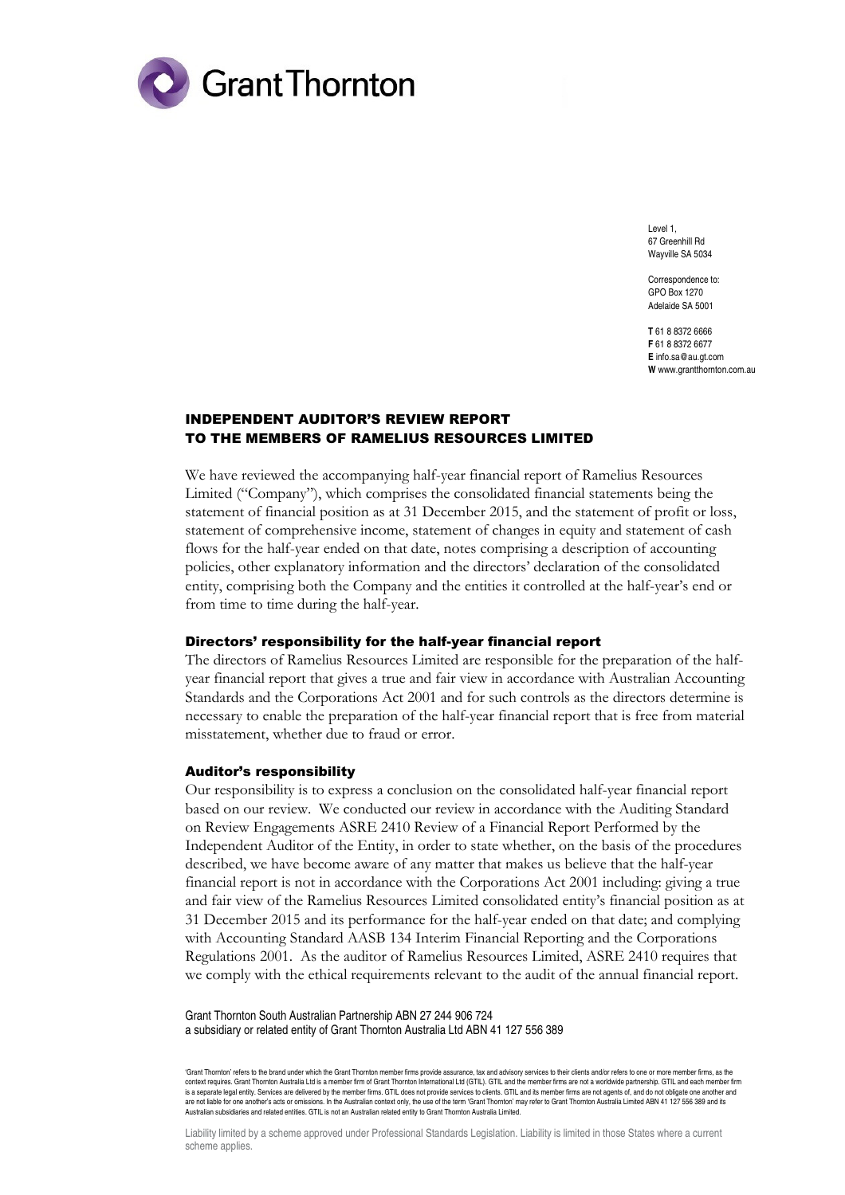Grant Thornton

Level 1,
67 Greenhill Rd
Wayville SA 5034

Correspondence to:
GPO Box 1270
Adelaide SA 5001

**T** 61 8 8372 6666
**F** 61 8 8372 6677
**E** info.sa@au.gt.com
**W** www.grantthornton.com.au

## INDEPENDENT AUDITOR'S REVIEW REPORT TO THE MEMBERS OF RAMELIUS RESOURCES LIMITED

We have reviewed the accompanying half-year financial report of Ramelius Resources Limited ("Company"), which comprises the consolidated financial statements being the statement of financial position as at 31 December 2015, and the statement of profit or loss, statement of comprehensive income, statement of changes in equity and statement of cash flows for the half-year ended on that date, notes comprising a description of accounting policies, other explanatory information and the directors' declaration of the consolidated entity, comprising both the Company and the entities it controlled at the half-year's end or from time to time during the half-year.

### Directors' responsibility for the half-year financial report

The directors of Ramelius Resources Limited are responsible for the preparation of the half-year financial report that gives a true and fair view in accordance with Australian Accounting Standards and the Corporations Act 2001 and for such controls as the directors determine is necessary to enable the preparation of the half-year financial report that is free from material misstatement, whether due to fraud or error.

### Auditor's responsibility

Our responsibility is to express a conclusion on the consolidated half-year financial report based on our review. We conducted our review in accordance with the Auditing Standard on Review Engagements ASRE 2410 Review of a Financial Report Performed by the Independent Auditor of the Entity, in order to state whether, on the basis of the procedures described, we have become aware of any matter that makes us believe that the half-year financial report is not in accordance with the Corporations Act 2001 including: giving a true and fair view of the Ramelius Resources Limited consolidated entity's financial position as at 31 December 2015 and its performance for the half-year ended on that date; and complying with Accounting Standard AASB 134 Interim Financial Reporting and the Corporations Regulations 2001. As the auditor of Ramelius Resources Limited, ASRE 2410 requires that we comply with the ethical requirements relevant to the audit of the annual financial report.

Grant Thornton South Australian Partnership ABN 27 244 906 724
a subsidiary or related entity of Grant Thornton Australia Ltd ABN 41 127 556 389

'Grant Thornton' refers to the brand under which the Grant Thornton member firms provide assurance, tax and advisory services to their clients and/or refers to one or more member firms, as the context requires. Grant Thornton Australia Ltd is a member firm of Grant Thornton International Ltd (GTIL). GTIL and the member firms are not a worldwide partnership. GTIL and each member firm is a separate legal entity. Services are delivered by the member firms. GTIL does not provide services to clients. GTIL and its member firms are not agents of, and do not obligate one another and are not liable for one another's acts or omissions. In the Australian context only, the use of the term 'Grant Thornton' may refer to Grant Thornton Australia Limited ABN 41 127 556 389 and its Australian subsidiaries and related entities. GTIL is not an Australian related entity to Grant Thornton Australia Limited.

Liability limited by a scheme approved under Professional Standards Legislation. Liability is limited in those States where a current scheme applies.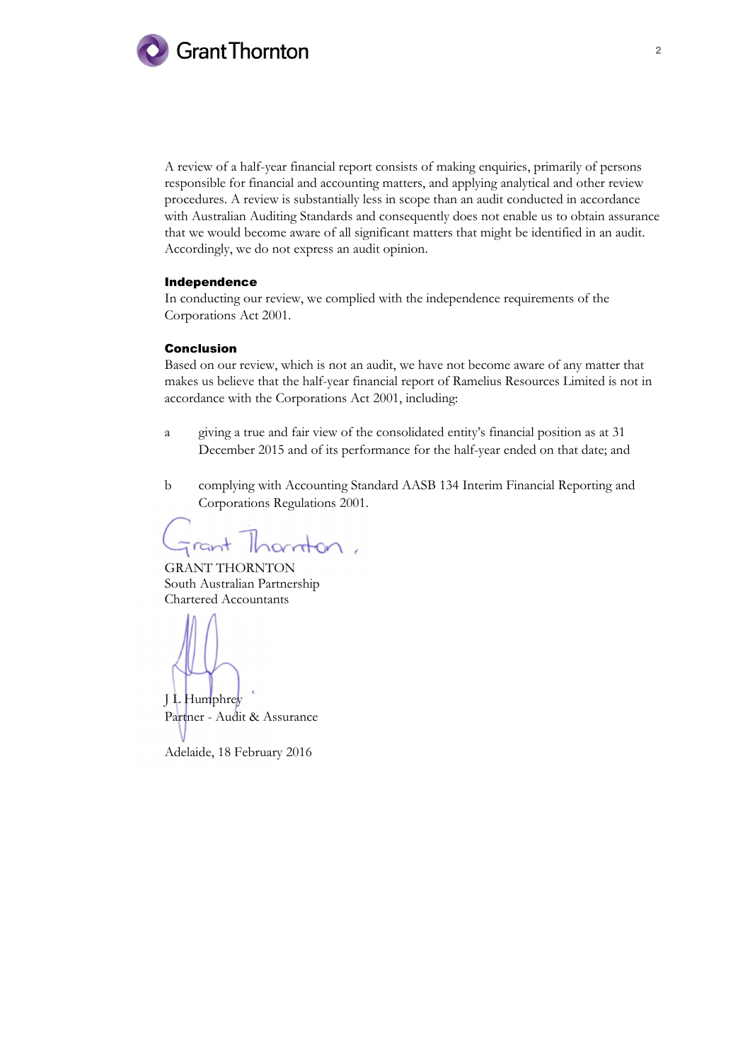A review of a half-year financial report consists of making enquiries, primarily of persons responsible for financial and accounting matters, and applying analytical and other review procedures. A review is substantially less in scope than an audit conducted in accordance with Australian Auditing Standards and consequently does not enable us to obtain assurance that we would become aware of all significant matters that might be identified in an audit. Accordingly, we do not express an audit opinion.

**Independence**

In conducting our review, we complied with the independence requirements of the Corporations Act 2001.

**Conclusion**

Based on our review, which is not an audit, we have not become aware of any matter that makes us believe that the half-year financial report of Ramelius Resources Limited is not in accordance with the Corporations Act 2001, including:

a giving a true and fair view of the consolidated entity's financial position as at 31 December 2015 and of its performance for the half-year ended on that date; and

b complying with Accounting Standard AASB 134 Interim Financial Reporting and Corporations Regulations 2001.

GRANT THORNTON
South Australian Partnership
Chartered Accountants

J L Humphrey
Partner - Audit & Assurance

Adelaide, 18 February 2016